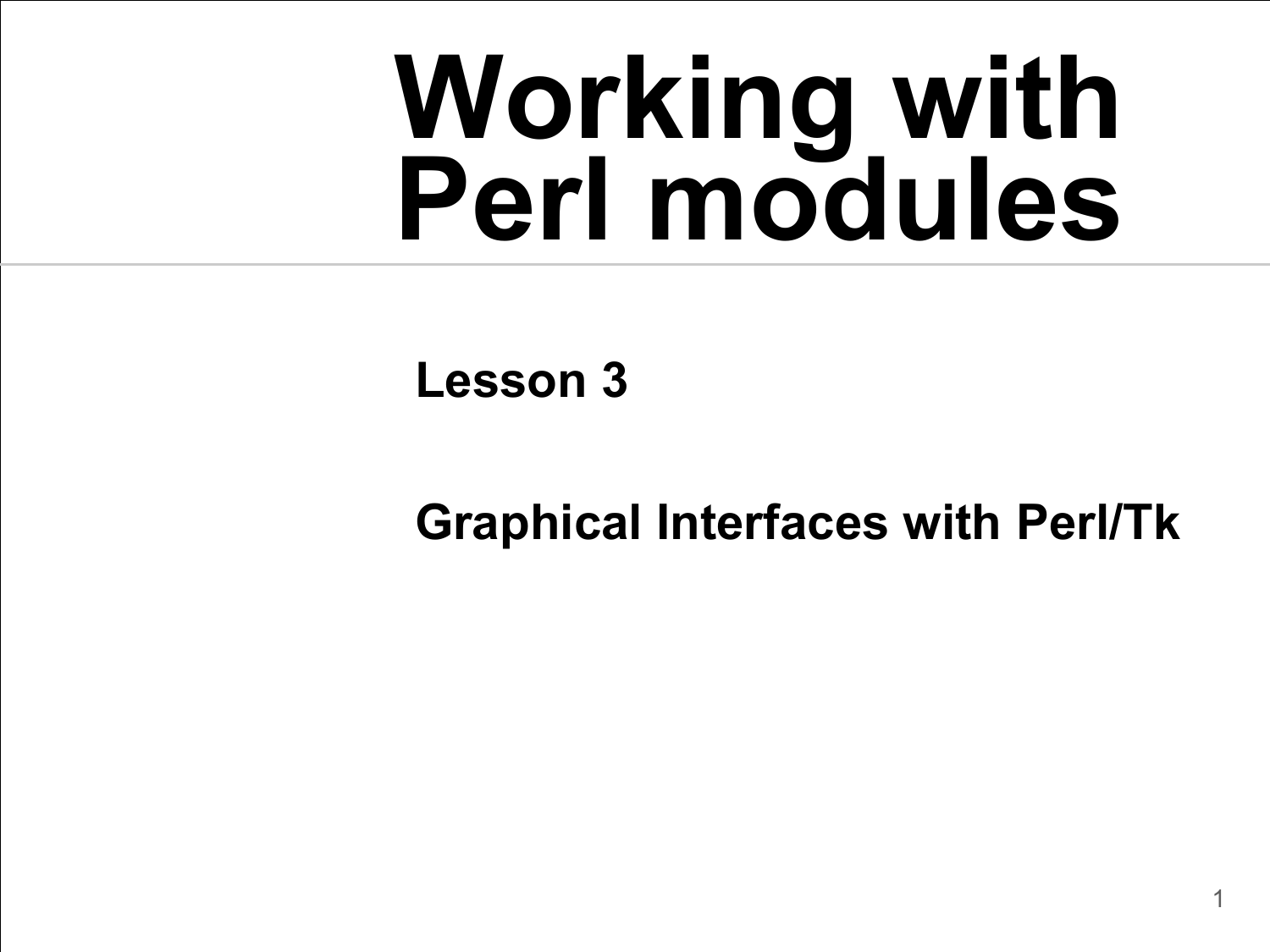# Working with Perl modules

**Lesson 3**

**Graphical Interfaces with Perl/Tk**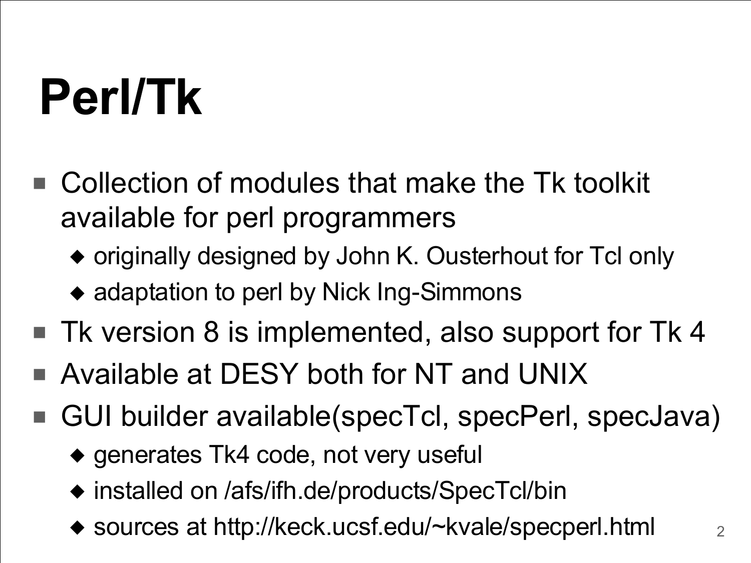# Perl/Tk

- Collection of modules that make the Tk toolkit available for perl programmers
  - originally designed by John K. Ousterhout for Tcl only
  - adaptation to perl by Nick Ing-Simmons
- Tk version 8 is implemented, also support for Tk 4
- Available at DESY both for NT and UNIX
- GUI builder available(specTcl, specPerl, specJava)
  - generates Tk4 code, not very useful
  - installed on /afs/ifh.de/products/SpecTcl/bin
  - sources at http://keck.ucsf.edu/~kvale/specperl.html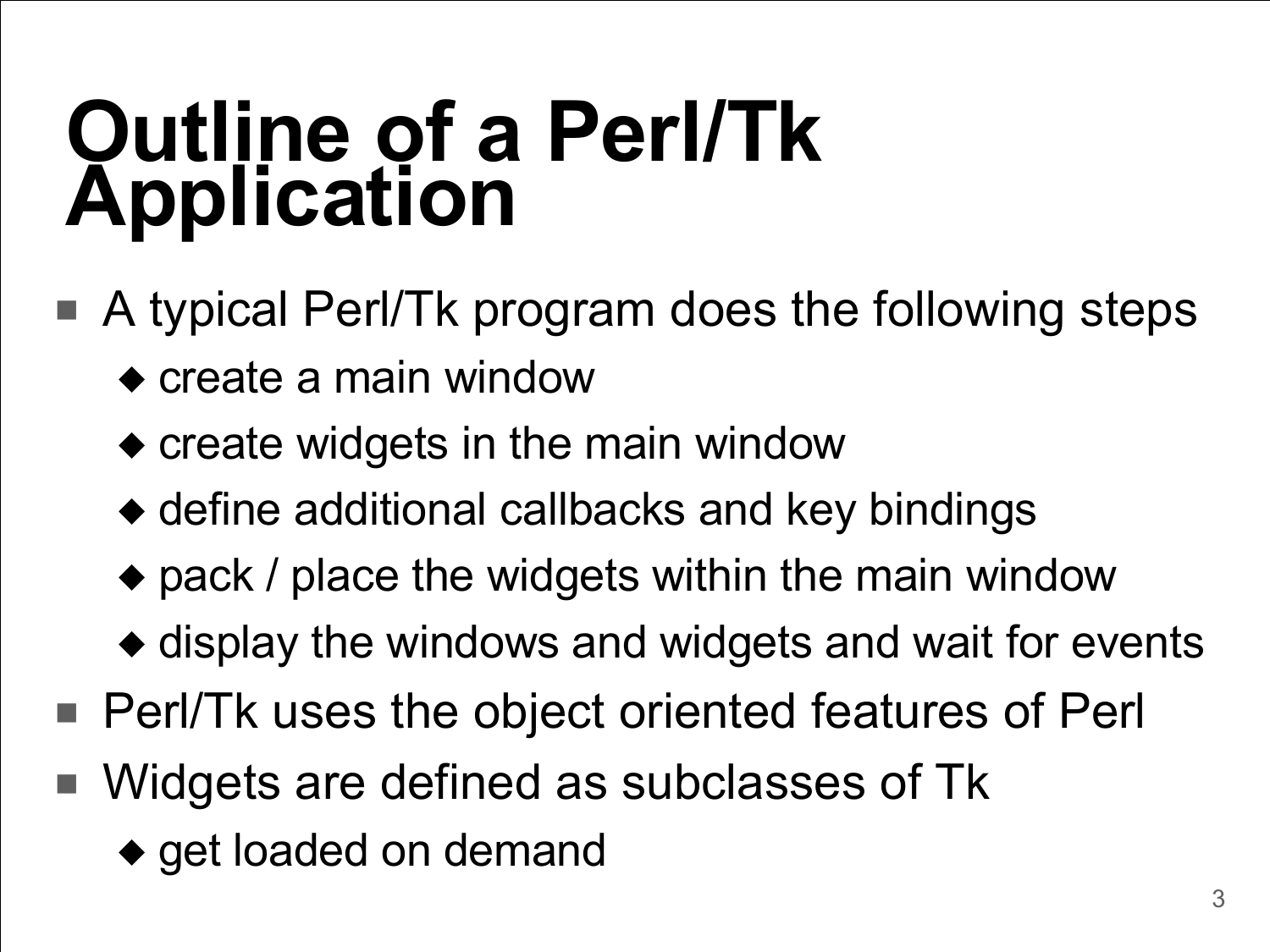# Outline of a Perl/Tk Application

- A typical Perl/Tk program does the following steps
  - create a main window
  - create widgets in the main window
  - define additional callbacks and key bindings
  - pack / place the widgets within the main window
  - display the windows and widgets and wait for events
- Perl/Tk uses the object oriented features of Perl
- Widgets are defined as subclasses of Tk
  - get loaded on demand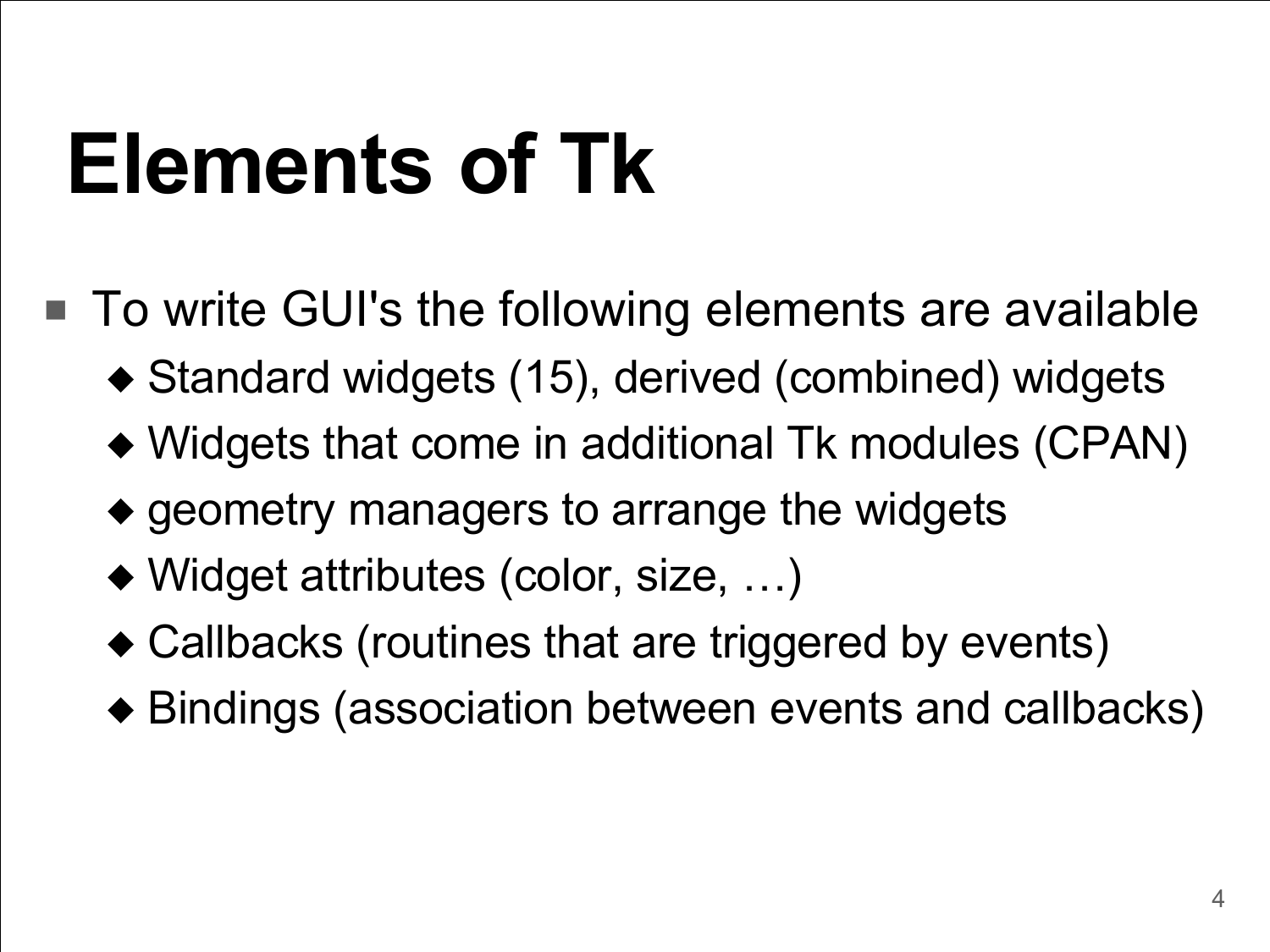# Elements of Tk

- To write GUI's the following elements are available
  - Standard widgets (15), derived (combined) widgets
  - Widgets that come in additional Tk modules (CPAN)
  - geometry managers to arrange the widgets
  - Widget attributes (color, size, …)
  - Callbacks (routines that are triggered by events)
  - Bindings (association between events and callbacks)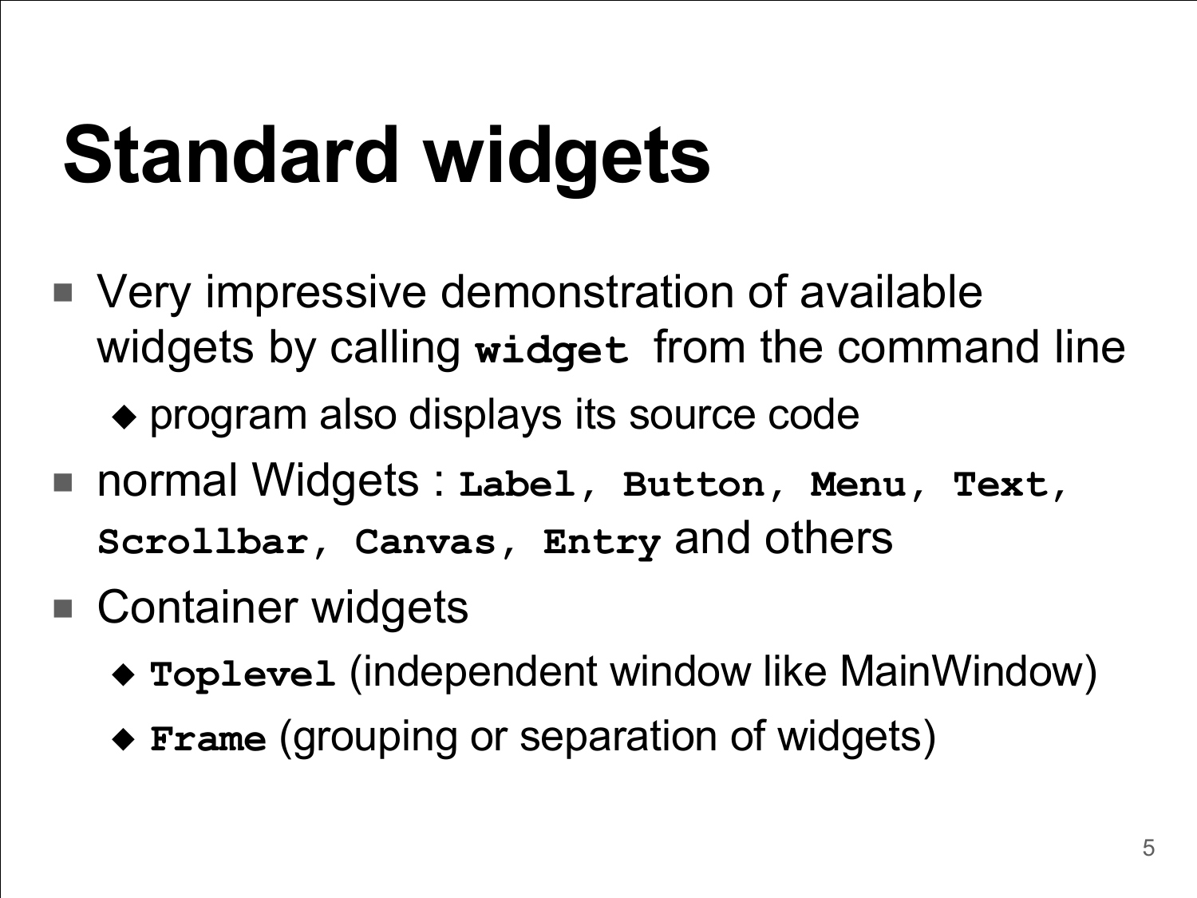# Standard widgets

- Very impressive demonstration of available widgets by calling **`widget`** from the command line
  - program also displays its source code
- normal Widgets : **`Label`**, **`Button`**, **`Menu`**, **`Text`**, **`Scrollbar`**, **`Canvas`**, **`Entry`** and others
- Container widgets
  - **`Toplevel`** (independent window like MainWindow)
  - **`Frame`** (grouping or separation of widgets)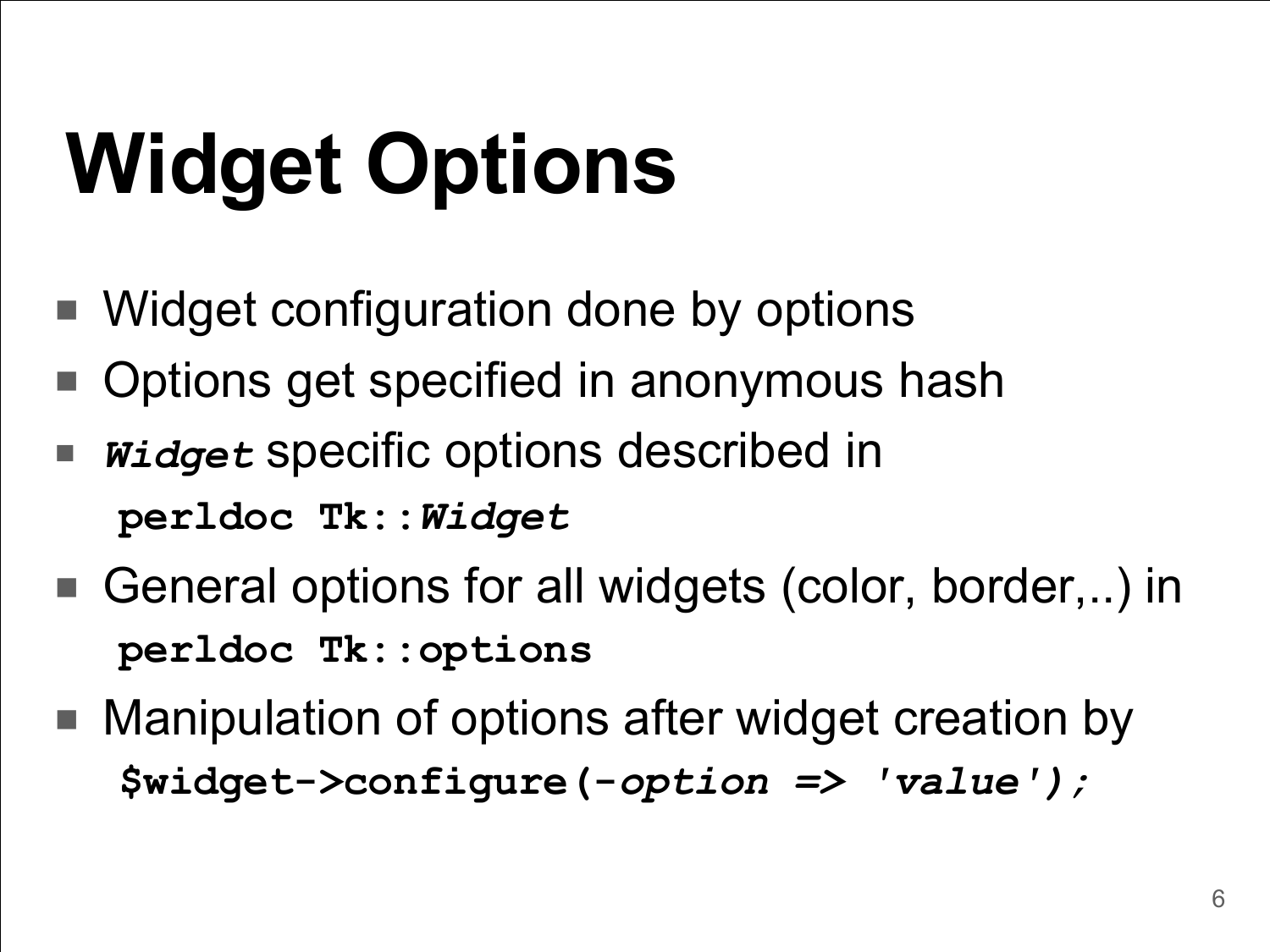# Widget Options

- Widget configuration done by options
- Options get specified in anonymous hash
- ***`Widget`*** specific options described in
  **`perldoc Tk::`*****`Widget`***
- General options for all widgets (color, border,..) in
  **`perldoc Tk::options`**
- Manipulation of options after widget creation by
  **`$widget->configure(-`*****`option => 'value');`***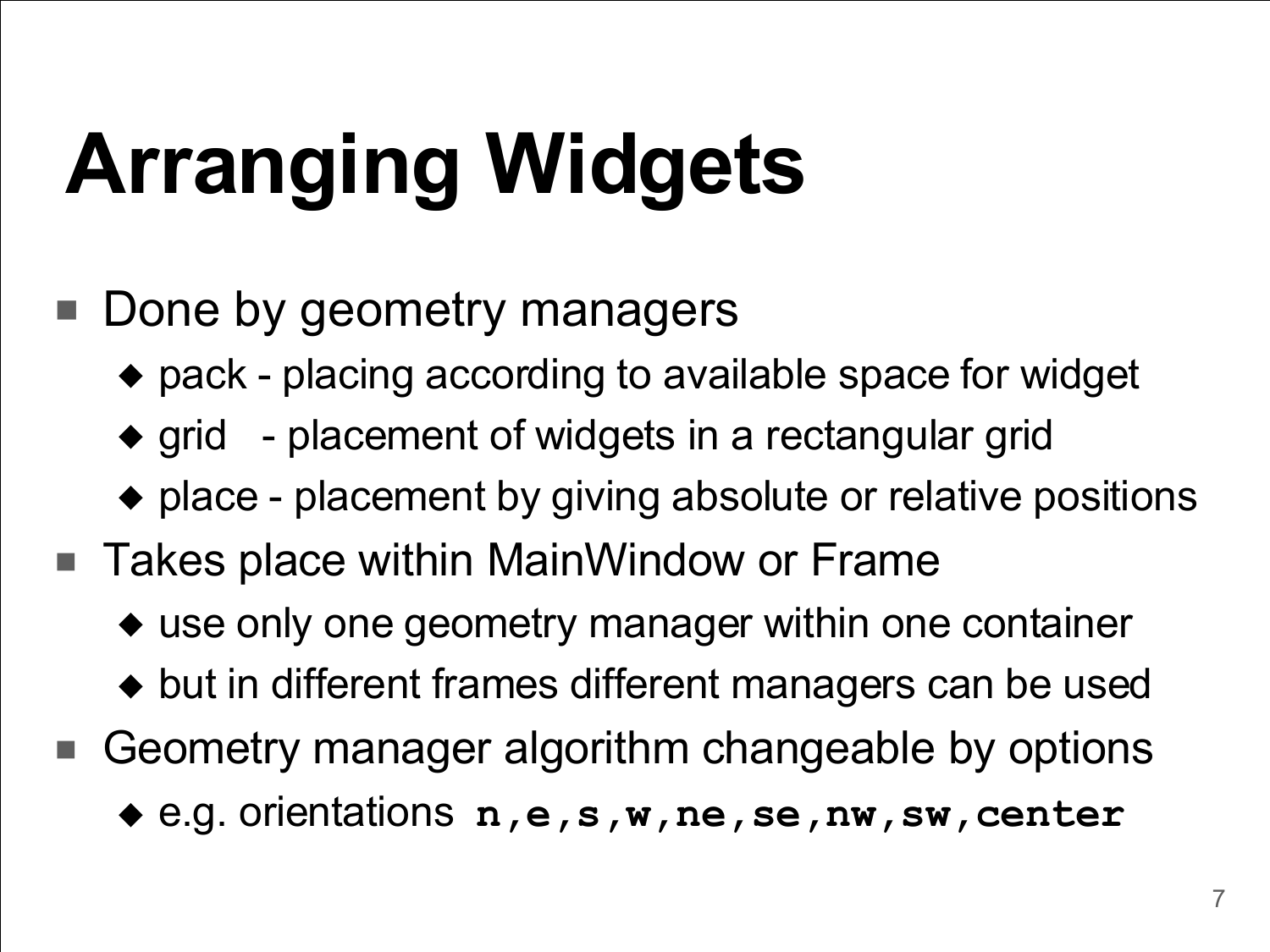# Arranging Widgets

- Done by geometry managers
  - pack - placing according to available space for widget
  - grid - placement of widgets in a rectangular grid
  - place - placement by giving absolute or relative positions
- Takes place within MainWindow or Frame
  - use only one geometry manager within one container
  - but in different frames different managers can be used
- Geometry manager algorithm changeable by options
  - e.g. orientations **`n,e,s,w,ne,se,nw,sw,center`**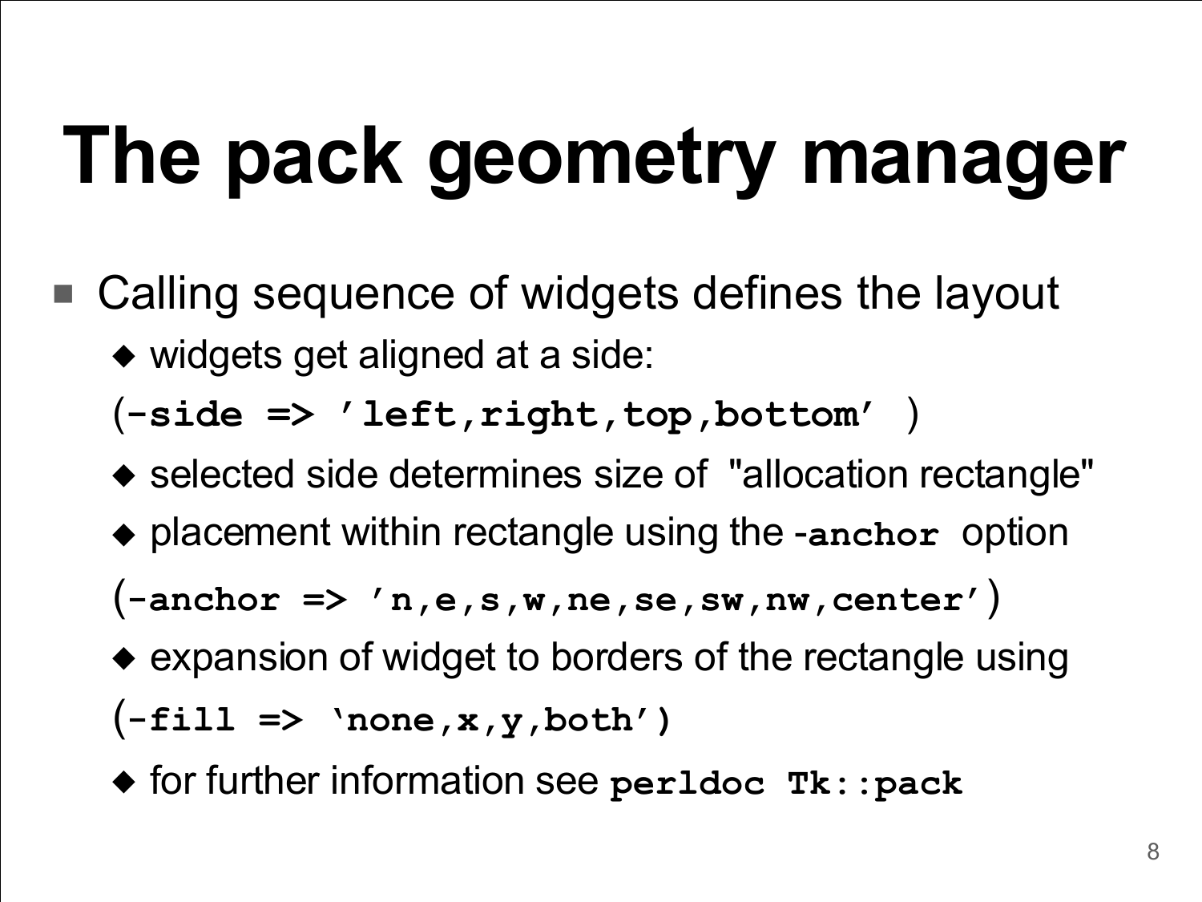# The pack geometry manager

- Calling sequence of widgets defines the layout
  - widgets get aligned at a side:

    (**`-side => 'left,right,top,bottom'`** )
  - selected side determines size of "allocation rectangle"
  - placement within rectangle using the **`-anchor`** option

    (**`-anchor => 'n,e,s,w,ne,se,sw,nw,center'`**)
  - expansion of widget to borders of the rectangle using

    (**`-fill => ‘none,x,y,both'`**)
  - for further information see **`perldoc Tk::pack`**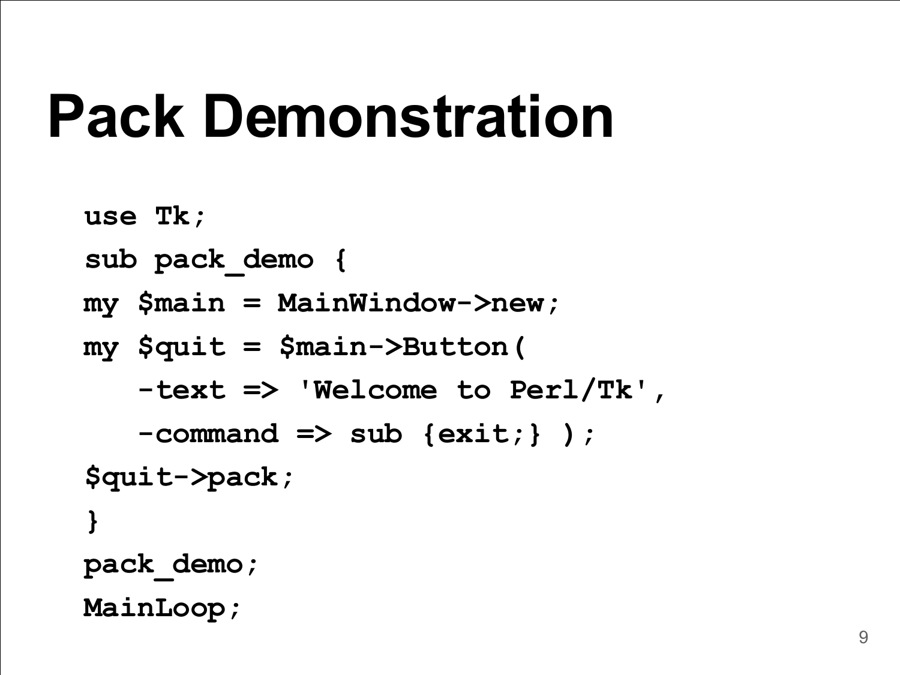# Pack Demonstration

```
use Tk;
sub pack_demo {
my $main = MainWindow->new;
my $quit = $main->Button(
   -text => 'Welcome to Perl/Tk',
   -command => sub {exit;} );
$quit->pack;
}
pack_demo;
MainLoop;
```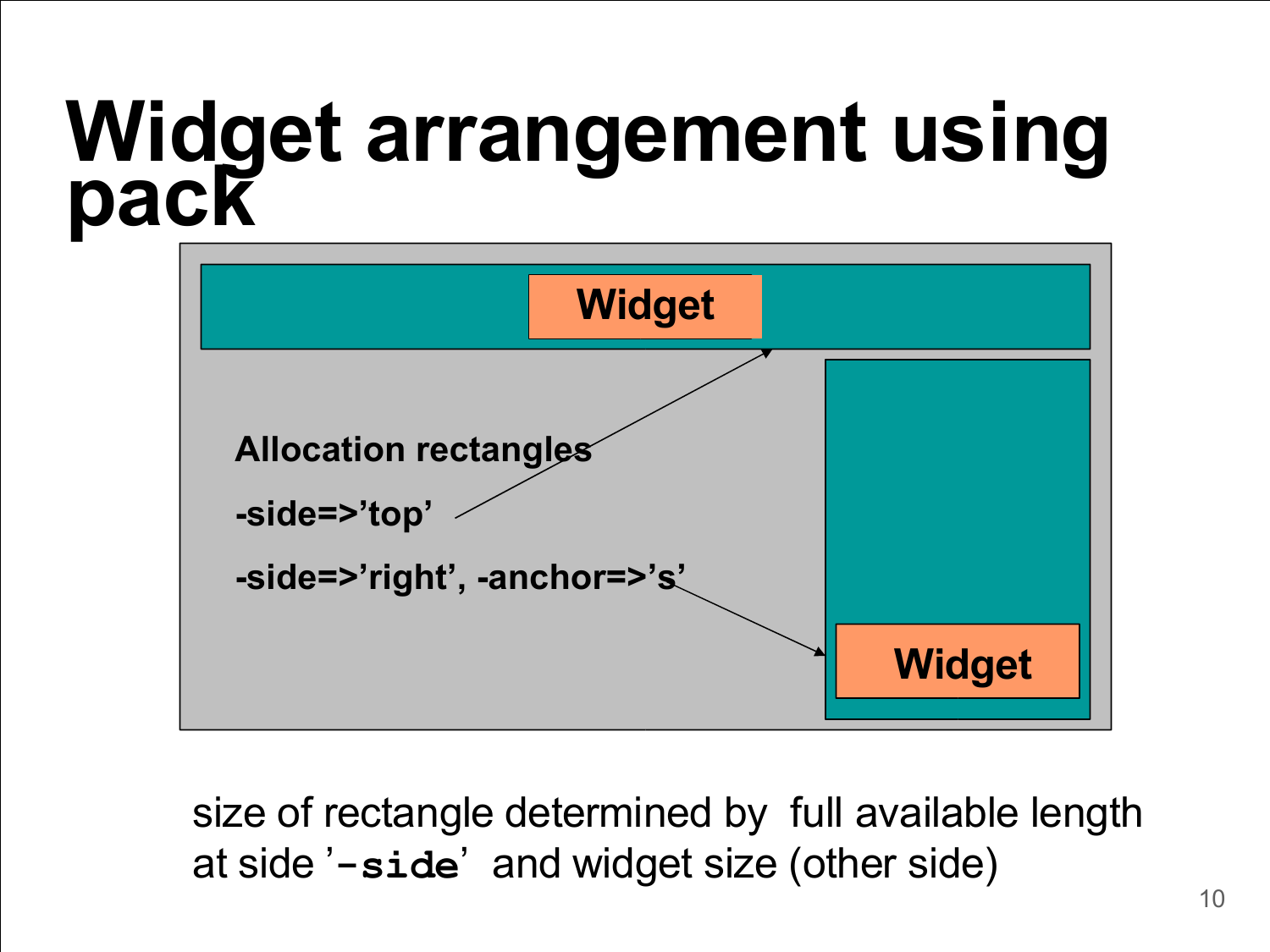# Widget arrangement using pack

Widget

Allocation rectangles

-side=>'top'

-side=>'right', -anchor=>'s'

Widget

size of rectangle determined by full available length at side '`-side`' and widget size (other side)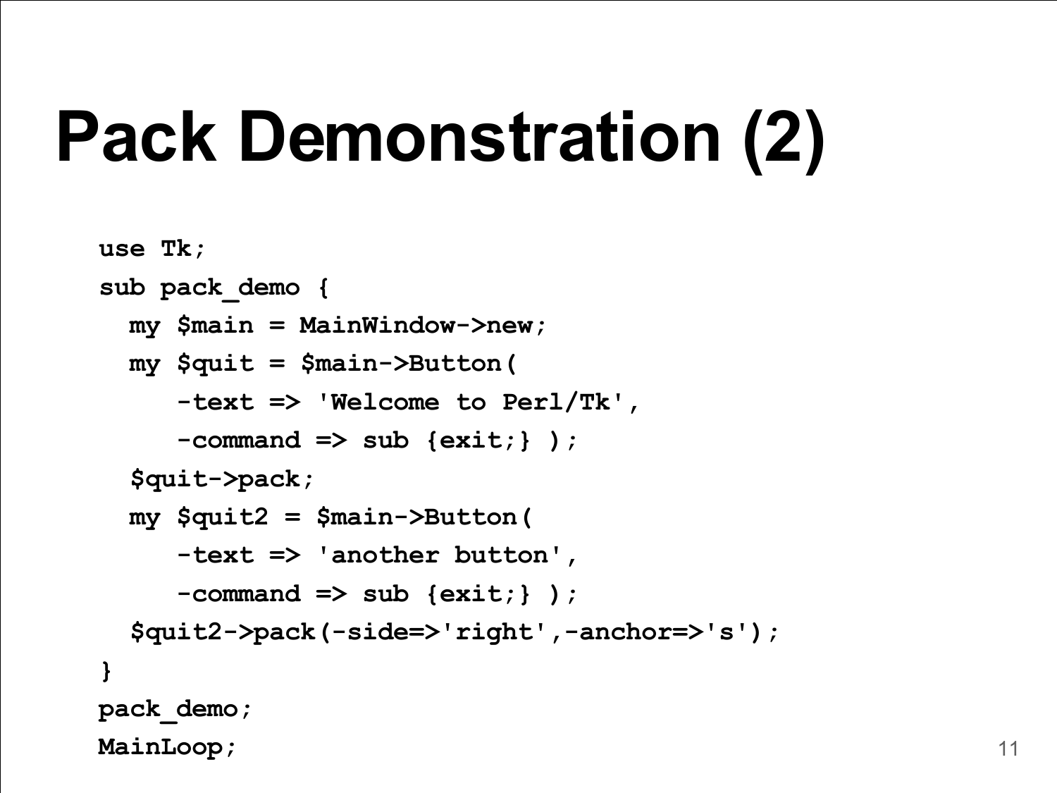# Pack Demonstration (2)

```
use Tk;
sub pack_demo {
  my $main = MainWindow->new;
  my $quit = $main->Button(
     -text => 'Welcome to Perl/Tk',
     -command => sub {exit;} );
  $quit->pack;
  my $quit2 = $main->Button(
     -text => 'another button',
     -command => sub {exit;} );
  $quit2->pack(-side=>'right',-anchor=>'s');
}
pack_demo;
MainLoop;
```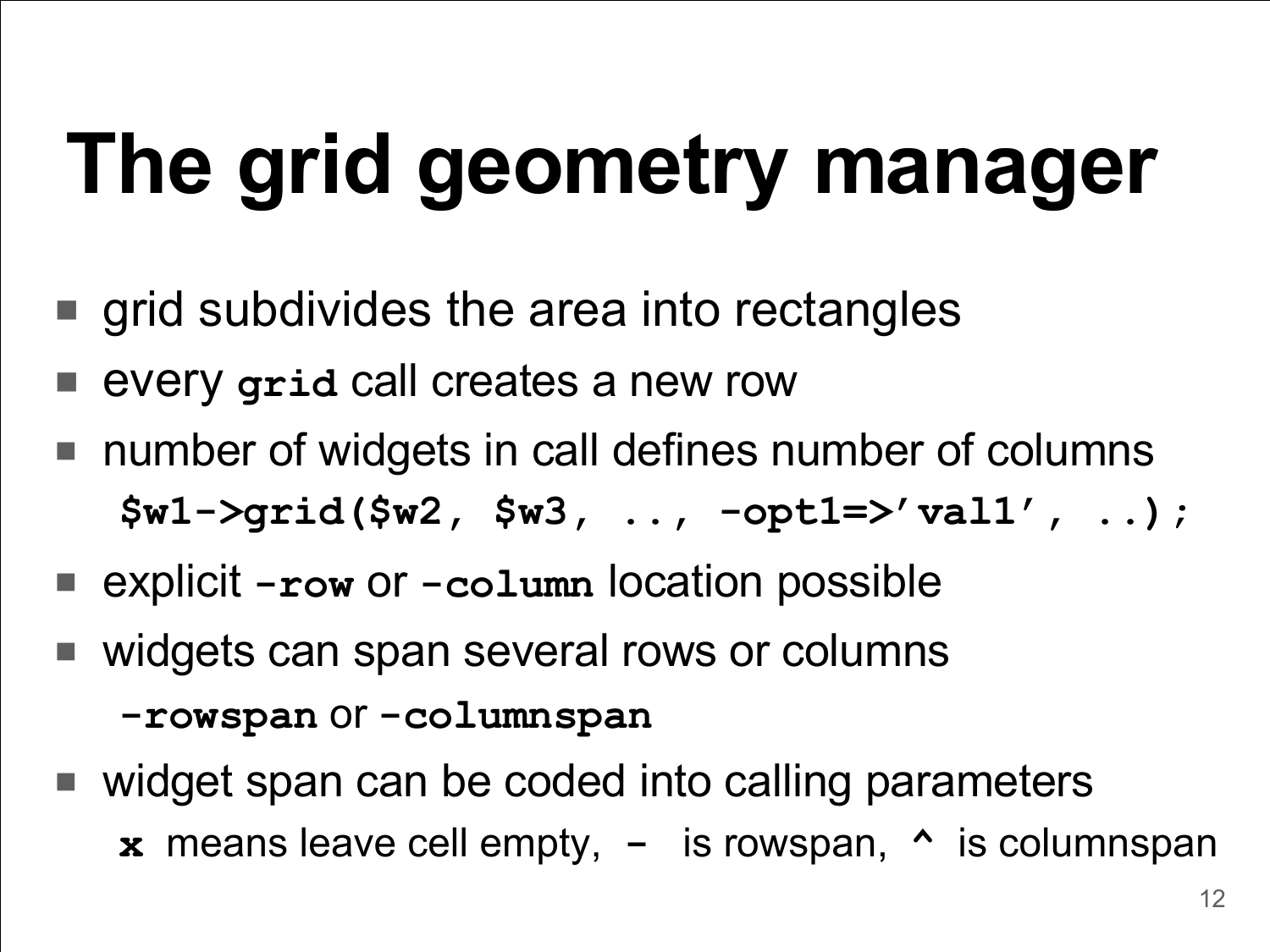# The grid geometry manager

- grid subdivides the area into rectangles
- every **`grid`** call creates a new row
- number of widgets in call defines number of columns

  ```
  $w1->grid($w2, $w3, .., -opt1=>'val1', ..);
  ```

- explicit **`-row`** or **`-column`** location possible
- widgets can span several rows or columns

  **`-rowspan`** or **`-columnspan`**

- widget span can be coded into calling parameters

  **`x`** means leave cell empty, **`-`** is rowspan, **`^`** is columnspan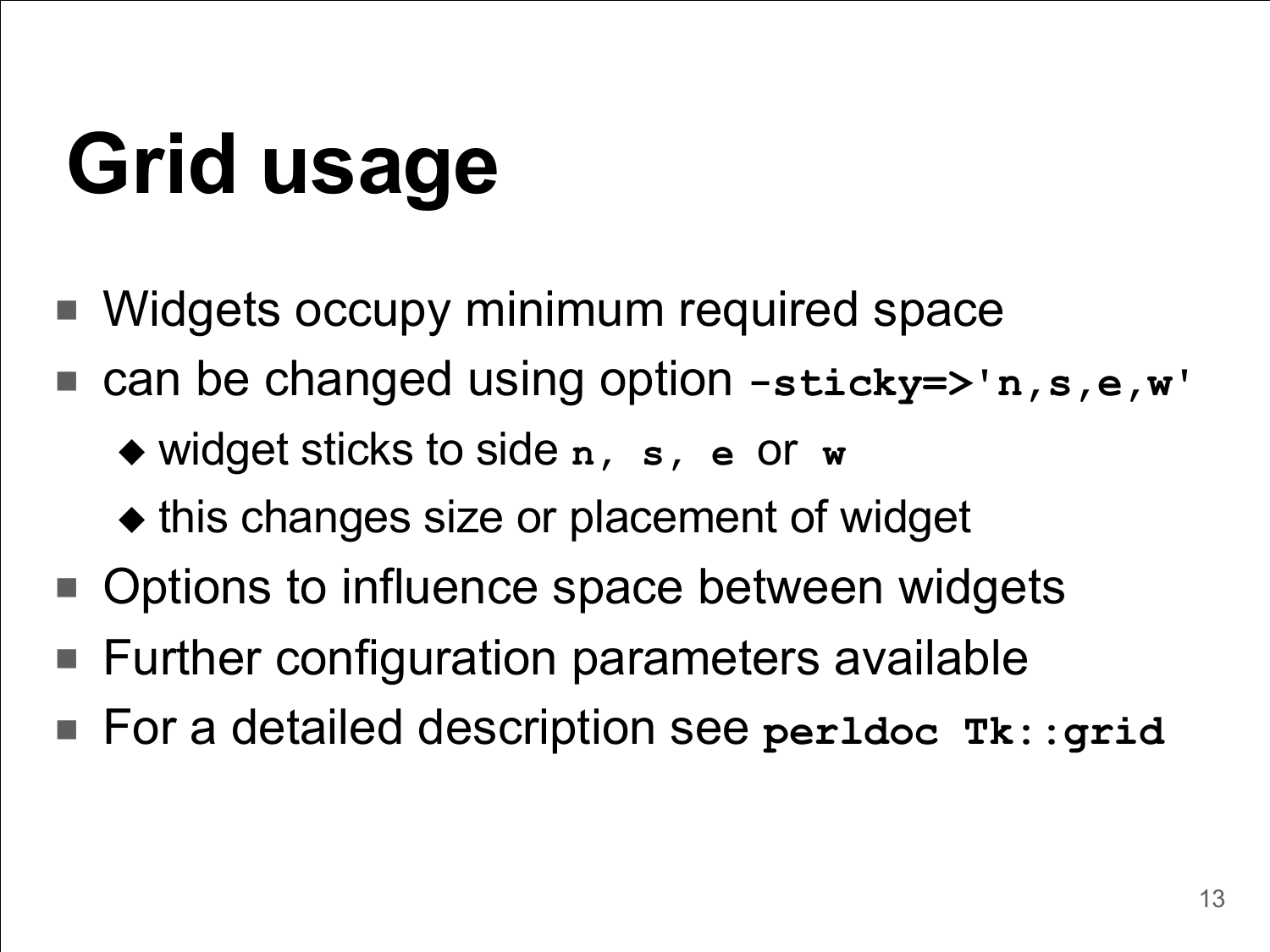# Grid usage

- Widgets occupy minimum required space
- can be changed using option `-sticky=>'n,s,e,w'`
  - widget sticks to side `n, s, e` or `w`
  - this changes size or placement of widget
- Options to influence space between widgets
- Further configuration parameters available
- For a detailed description see `perldoc Tk::grid`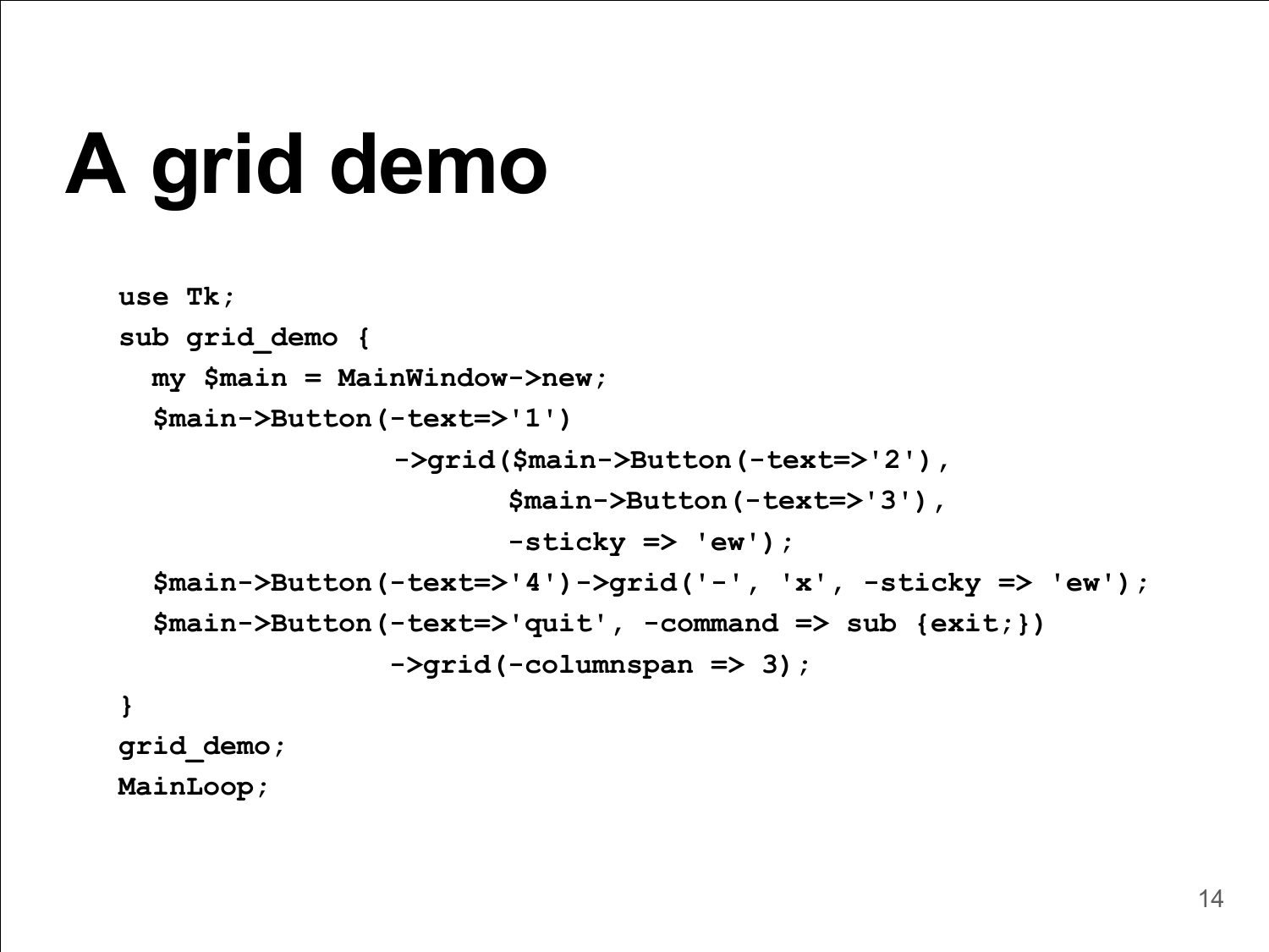# A grid demo

```
use Tk;
sub grid_demo {
  my $main = MainWindow->new;
  $main->Button(-text=>'1')
              ->grid($main->Button(-text=>'2'),
                     $main->Button(-text=>'3'),
                     -sticky => 'ew');
  $main->Button(-text=>'4')->grid('-', 'x', -sticky => 'ew');
  $main->Button(-text=>'quit', -command => sub {exit;})
              ->grid(-columnspan => 3);
}
grid_demo;
MainLoop;
```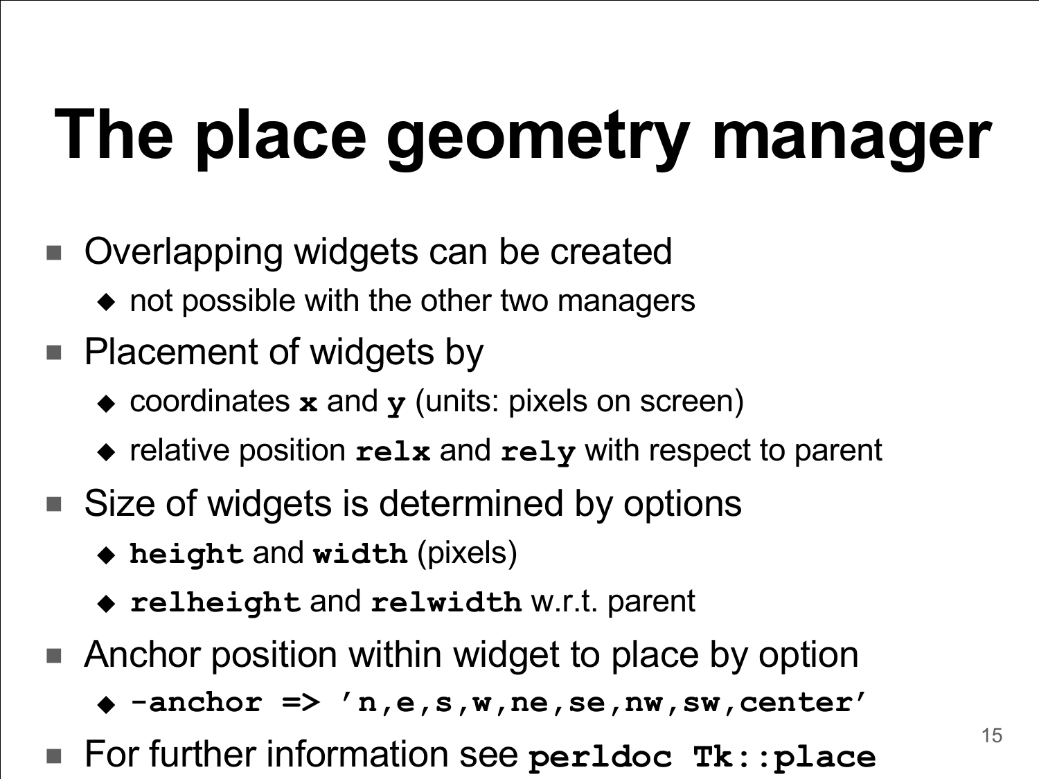# The place geometry manager

- Overlapping widgets can be created
  - not possible with the other two managers
- Placement of widgets by
  - coordinates **`x`** and **`y`** (units: pixels on screen)
  - relative position **`relx`** and **`rely`** with respect to parent
- Size of widgets is determined by options
  - **`height`** and **`width`** (pixels)
  - **`relheight`** and **`relwidth`** w.r.t. parent
- Anchor position within widget to place by option
  - **`-anchor => 'n,e,s,w,ne,se,nw,sw,center'`**
- For further information see **`perldoc Tk::place`**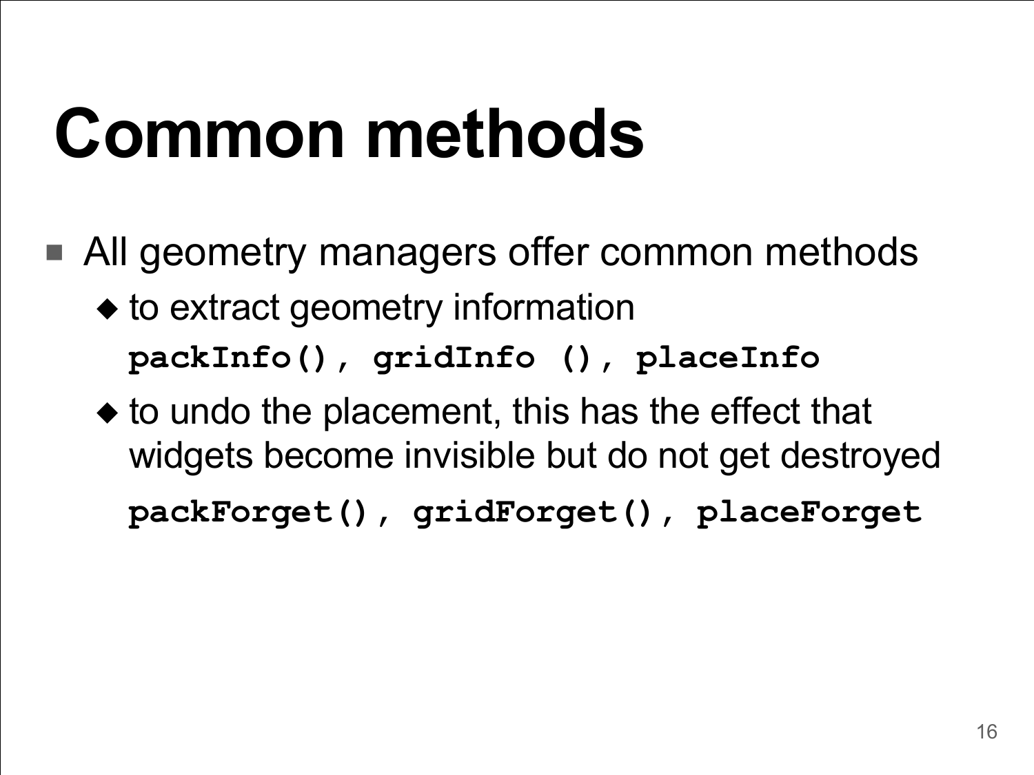# Common methods

- All geometry managers offer common methods
  - to extract geometry information

    **`packInfo(), gridInfo (), placeInfo`**

  - to undo the placement, this has the effect that widgets become invisible but do not get destroyed

    **`packForget(), gridForget(), placeForget`**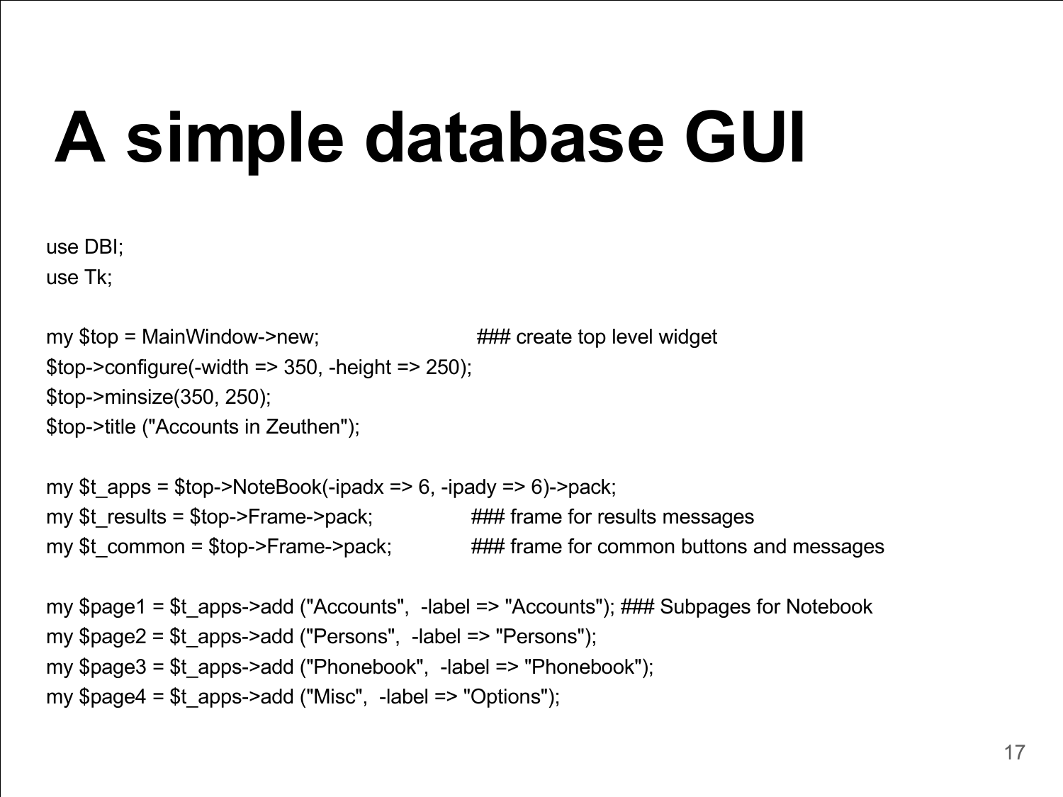# A simple database GUI

```
use DBI;
use Tk;

my $top = MainWindow->new;                    ### create top level widget
$top->configure(-width => 350, -height => 250);
$top->minsize(350, 250);
$top->title ("Accounts in Zeuthen");

my $t_apps = $top->NoteBook(-ipadx => 6, -ipady => 6)->pack;
my $t_results = $top->Frame->pack;            ### frame for results messages
my $t_common = $top->Frame->pack;             ### frame for common buttons and messages

my $page1 = $t_apps->add ("Accounts",  -label => "Accounts"); ### Subpages for Notebook
my $page2 = $t_apps->add ("Persons",  -label => "Persons");
my $page3 = $t_apps->add ("Phonebook",  -label => "Phonebook");
my $page4 = $t_apps->add ("Misc",  -label => "Options");
```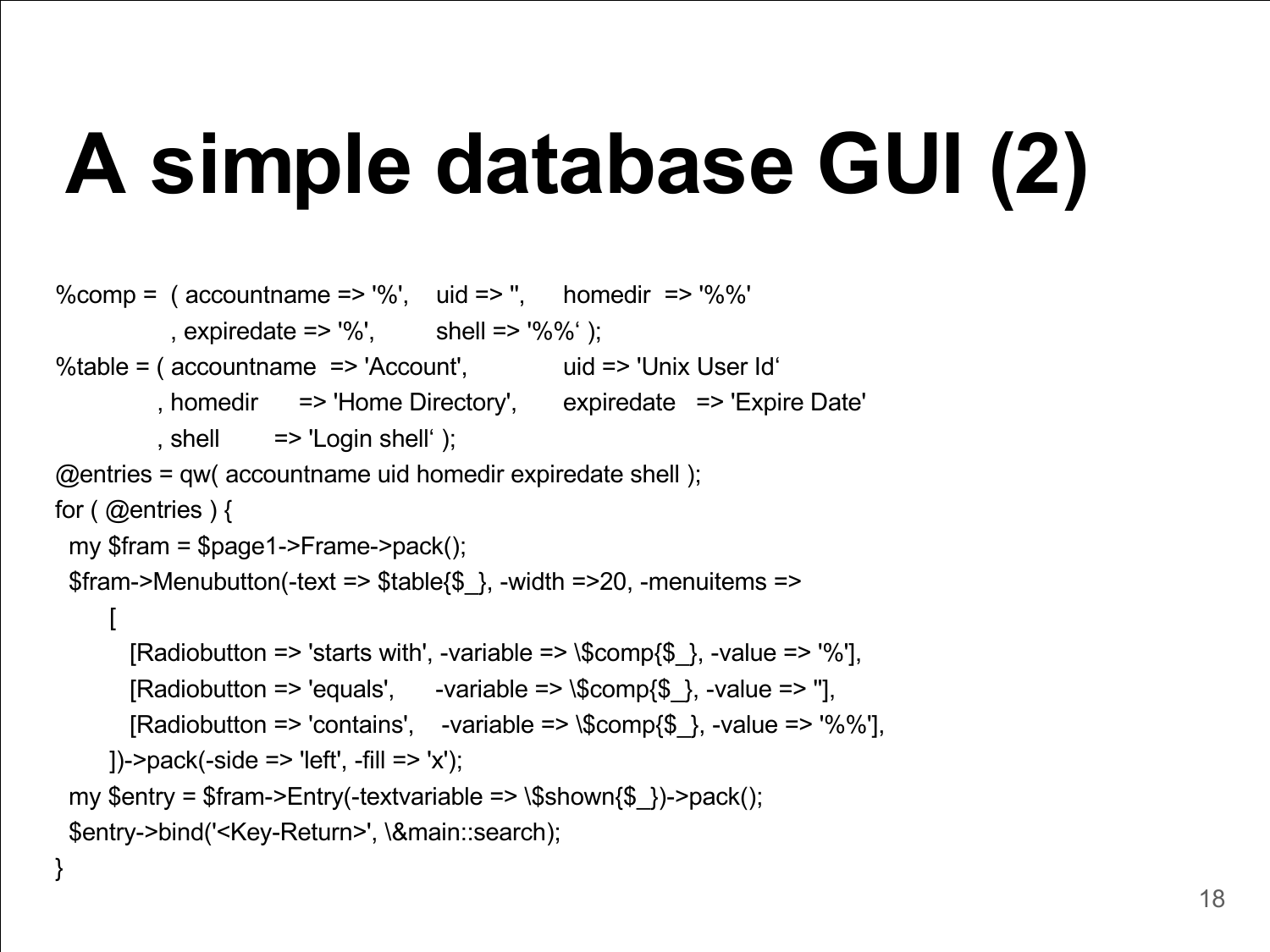# A simple database GUI (2)

```
%comp =  ( accountname => '%',    uid => '',      homedir  => '%%'
             , expiredate => '%',         shell => '%%' );
%table = ( accountname  => 'Account',              uid => 'Unix User Id'
           , homedir      => 'Home Directory',       expiredate   => 'Expire Date'
           , shell        => 'Login shell' );
@entries = qw( accountname uid homedir expiredate shell );
for ( @entries ) {
  my $fram = $page1->Frame->pack();
  $fram->Menubutton(-text => $table{$_}, -width =>20, -menuitems =>
      [
        [Radiobutton => 'starts with', -variable => \$comp{$_}, -value => '%'],
        [Radiobutton => 'equals',      -variable => \$comp{$_}, -value => ''],
        [Radiobutton => 'contains',    -variable => \$comp{$_}, -value => '%%'],
      ])->pack(-side => 'left', -fill => 'x');
  my $entry = $fram->Entry(-textvariable => \$shown{$_})->pack();
  $entry->bind('<Key-Return>', \&main::search);
}
```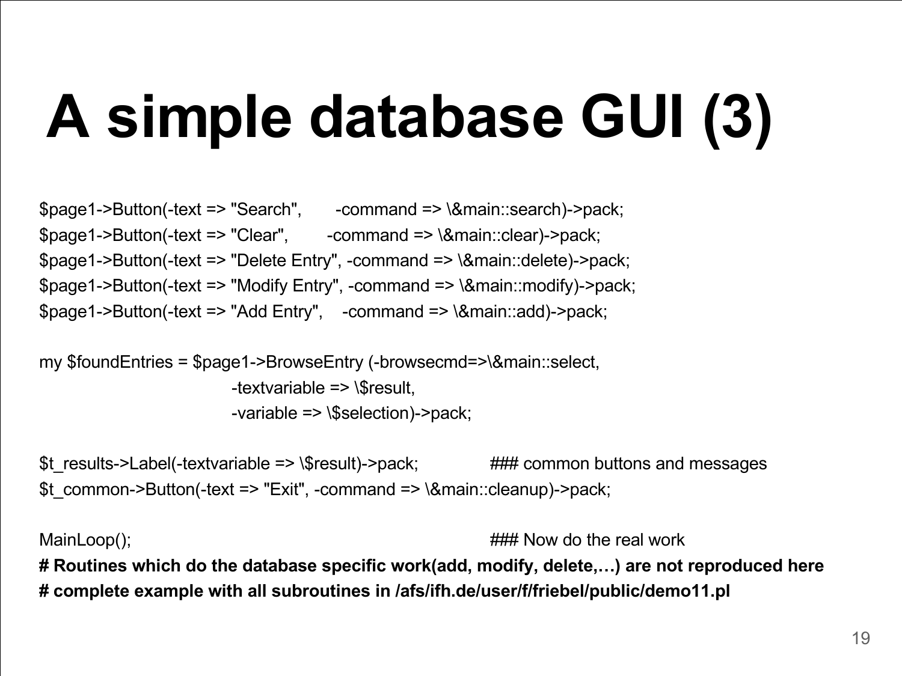# A simple database GUI (3)

```
$page1->Button(-text => "Search",       -command => \&main::search)->pack;
$page1->Button(-text => "Clear",        -command => \&main::clear)->pack;
$page1->Button(-text => "Delete Entry", -command => \&main::delete)->pack;
$page1->Button(-text => "Modify Entry", -command => \&main::modify)->pack;
$page1->Button(-text => "Add Entry",    -command => \&main::add)->pack;

my $foundEntries = $page1->BrowseEntry (-browsecmd=>\&main::select,
                            -textvariable => \$result,
                            -variable => \$selection)->pack;

$t_results->Label(-textvariable => \$result)->pack;             ### common buttons and messages
$t_common->Button(-text => "Exit", -command => \&main::cleanup)->pack;

MainLoop();                                                     ### Now do the real work
```

**# Routines which do the database specific work(add, modify, delete,…) are not reproduced here**
**# complete example with all subroutines in /afs/ifh.de/user/f/friebel/public/demo11.pl**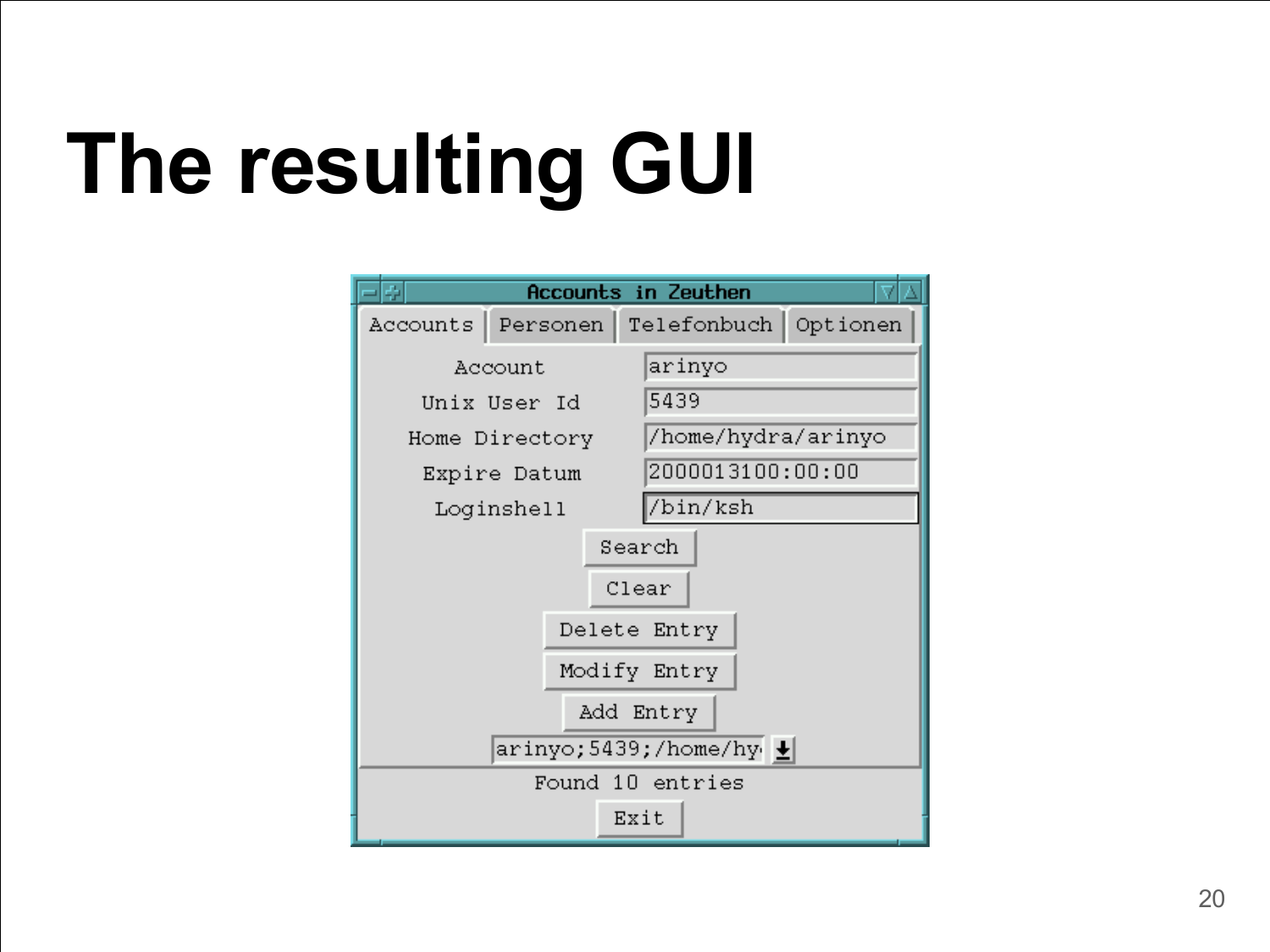# The resulting GUI

Accounts in Zeuthen

Accounts | Personen | Telefonbuch | Optionen

| | |
|---|---|
| Account | arinyo |
| Unix User Id | 5439 |
| Home Directory | /home/hydra/arinyo |
| Expire Datum | 2000013100:00:00 |
| Loginshell | /bin/ksh |

Search

Clear

Delete Entry

Modify Entry

Add Entry

arinyo;5439;/home/hy

Found 10 entries

Exit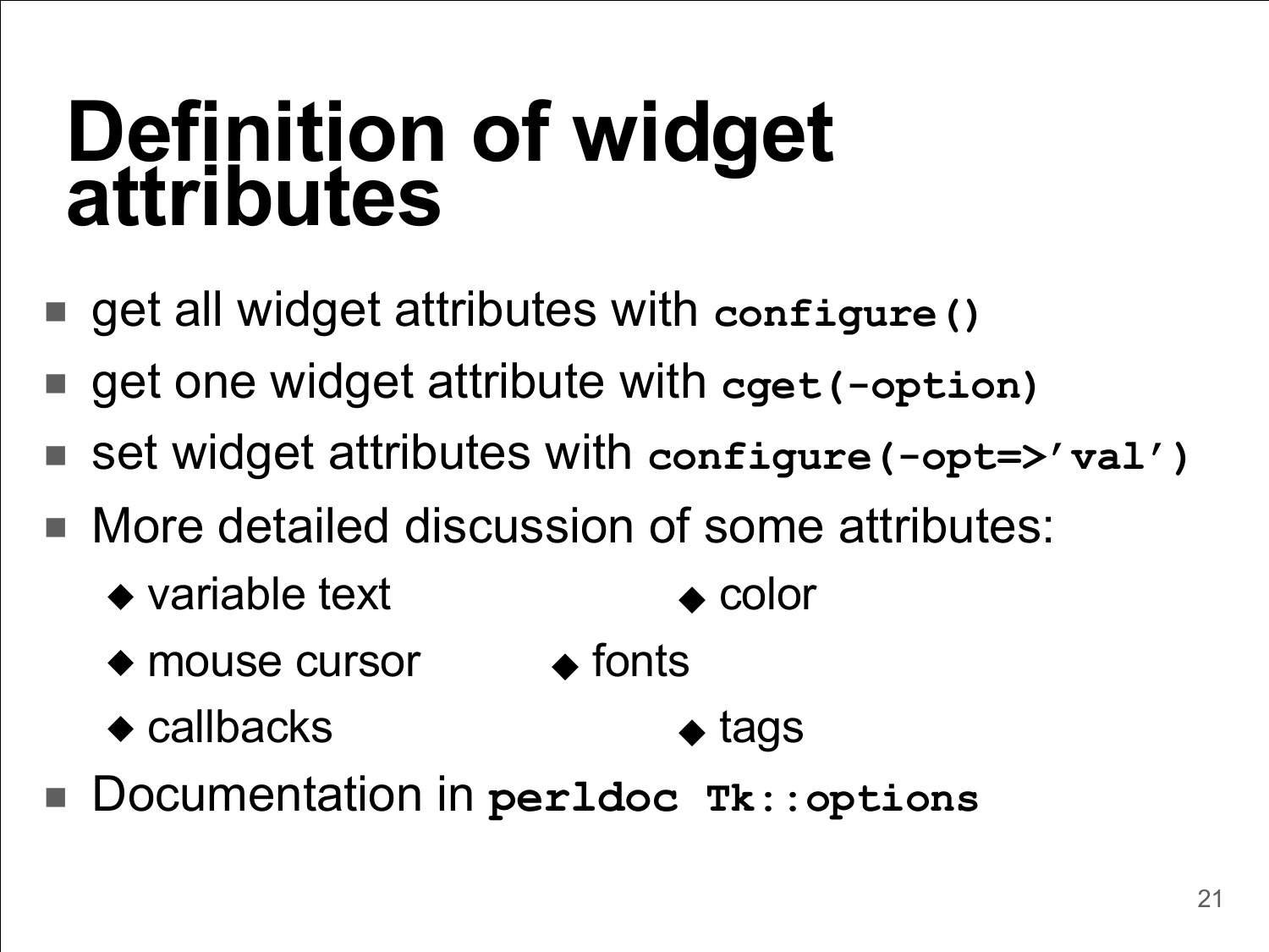# Definition of widget attributes

- get all widget attributes with `configure()`
- get one widget attribute with `cget(-option)`
- set widget attributes with `configure(-opt=>'val')`
- More detailed discussion of some attributes:
  - variable text
  - color
  - mouse cursor
  - fonts
  - callbacks
  - tags
- Documentation in `perldoc Tk::options`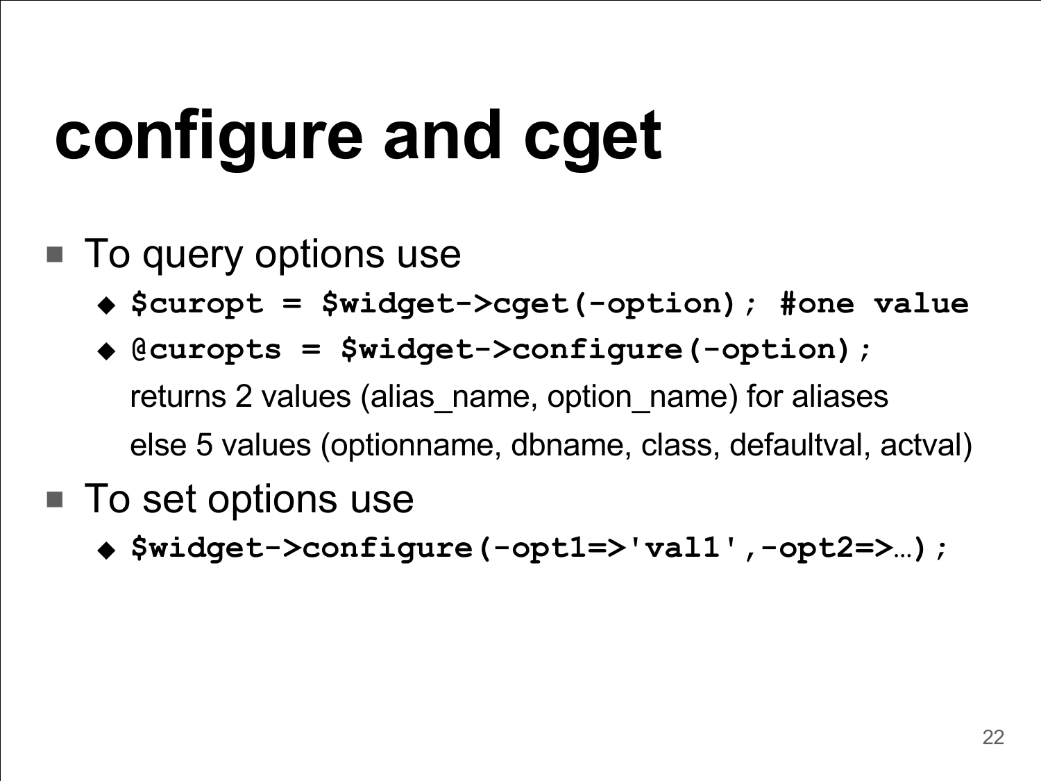# configure and cget

- To query options use
  - `$curopt = $widget->cget(-option); #one value`
  - `@curopts = $widget->configure(-option);`

    returns 2 values (alias_name, option_name) for aliases

    else 5 values (optionname, dbname, class, defaultval, actval)
- To set options use
  - `$widget->configure(-opt1=>'val1',-opt2=>…);`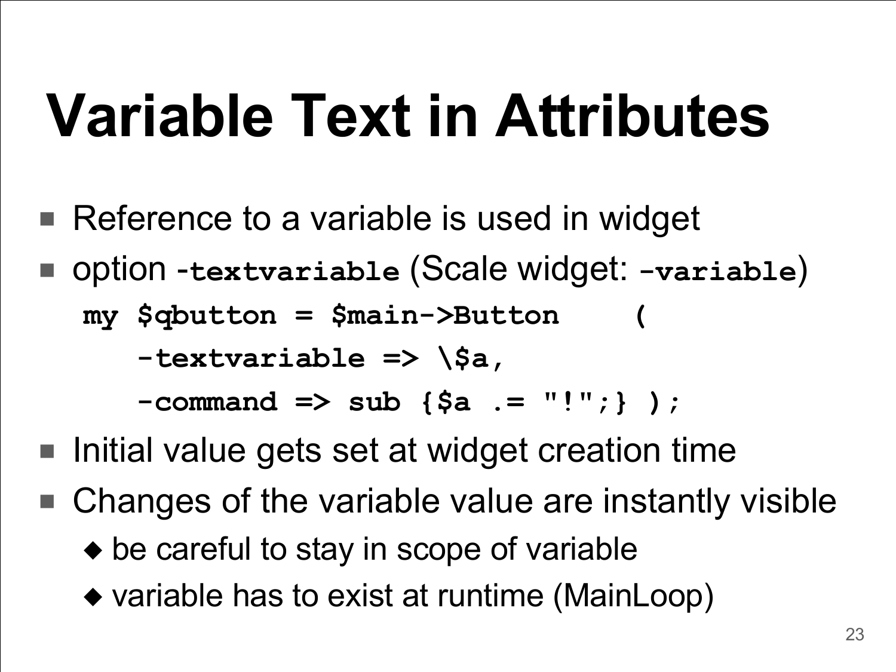# Variable Text in Attributes

- Reference to a variable is used in widget
- option **`-textvariable`** (Scale widget: **`-variable`**)

```
my $qbutton = $main->Button    (
    -textvariable => \$a,
    -command => sub {$a .= "!";} );
```

- Initial value gets set at widget creation time
- Changes of the variable value are instantly visible
  - be careful to stay in scope of variable
  - variable has to exist at runtime (MainLoop)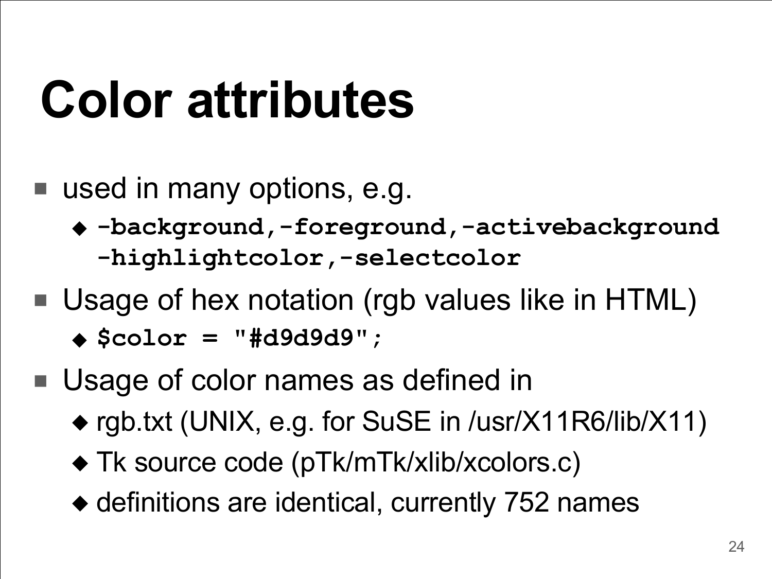# Color attributes

- used in many options, e.g.
  - **`-background,-foreground,-activebackground -highlightcolor,-selectcolor`**
- Usage of hex notation (rgb values like in HTML)
  - **`$color = "#d9d9d9";`**
- Usage of color names as defined in
  - rgb.txt (UNIX, e.g. for SuSE in /usr/X11R6/lib/X11)
  - Tk source code (pTk/mTk/xlib/xcolors.c)
  - definitions are identical, currently 752 names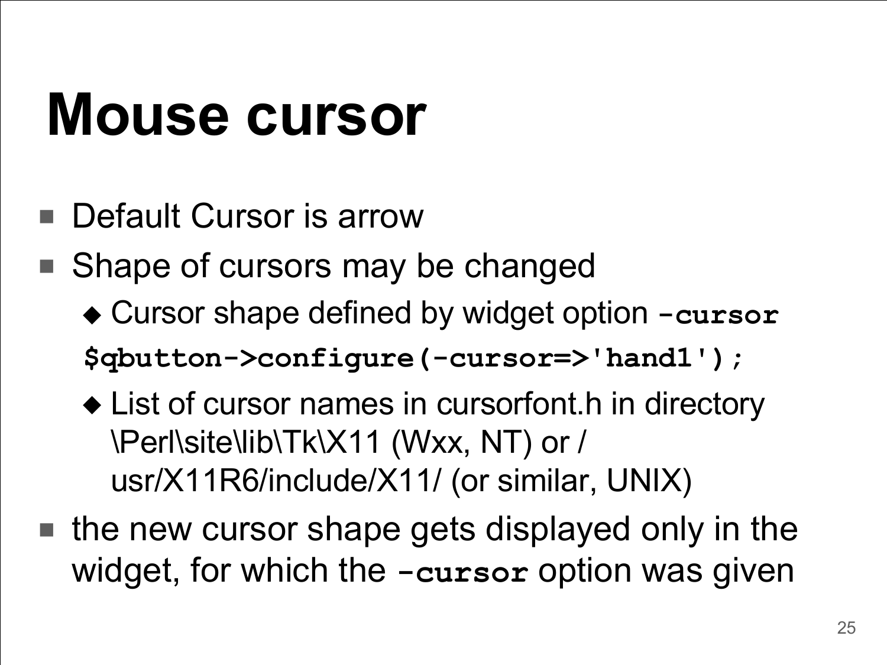# Mouse cursor

- Default Cursor is arrow
- Shape of cursors may be changed
  - Cursor shape defined by widget option **`-cursor`**

```
$qbutton->configure(-cursor=>'hand1');
```

  - List of cursor names in cursorfont.h in directory \Perl\site\lib\Tk\X11 (Wxx, NT) or /usr/X11R6/include/X11/ (or similar, UNIX)
- the new cursor shape gets displayed only in the widget, for which the **`-cursor`** option was given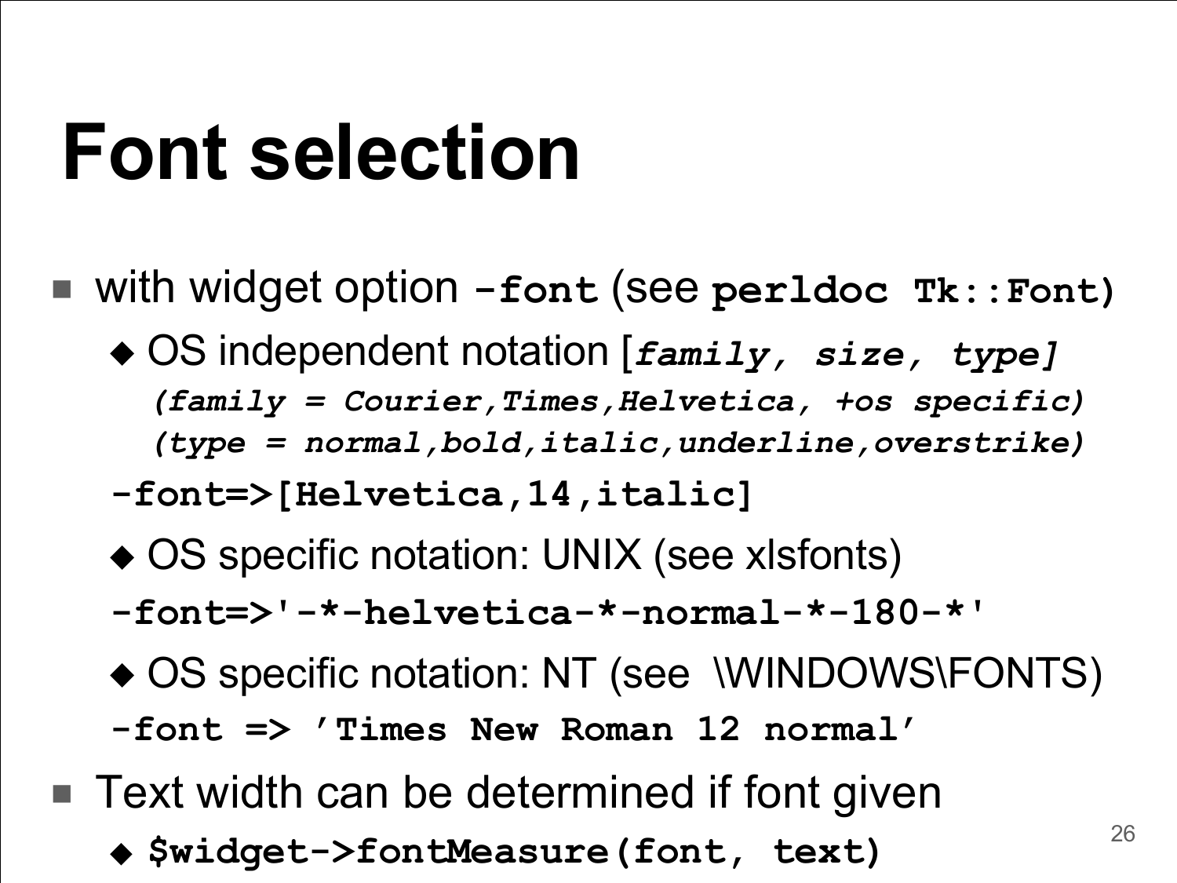# Font selection

- with widget option **`-font`** (see **`perldoc Tk::Font`**)
  - OS independent notation [***`family, size, type]`***
    ***`(family = Courier,Times,Helvetica, +os specific)`***
    ***`(type = normal,bold,italic,underline,overstrike)`***

  **`-font=>[Helvetica,14,italic]`**

  - OS specific notation: UNIX (see xlsfonts)

  **`-font=>'-*-helvetica-*-normal-*-180-*'`**

  - OS specific notation: NT (see \WINDOWS\FONTS)

  **`-font => 'Times New Roman 12 normal'`**

- Text width can be determined if font given
  - **`$widget->fontMeasure(font, text)`**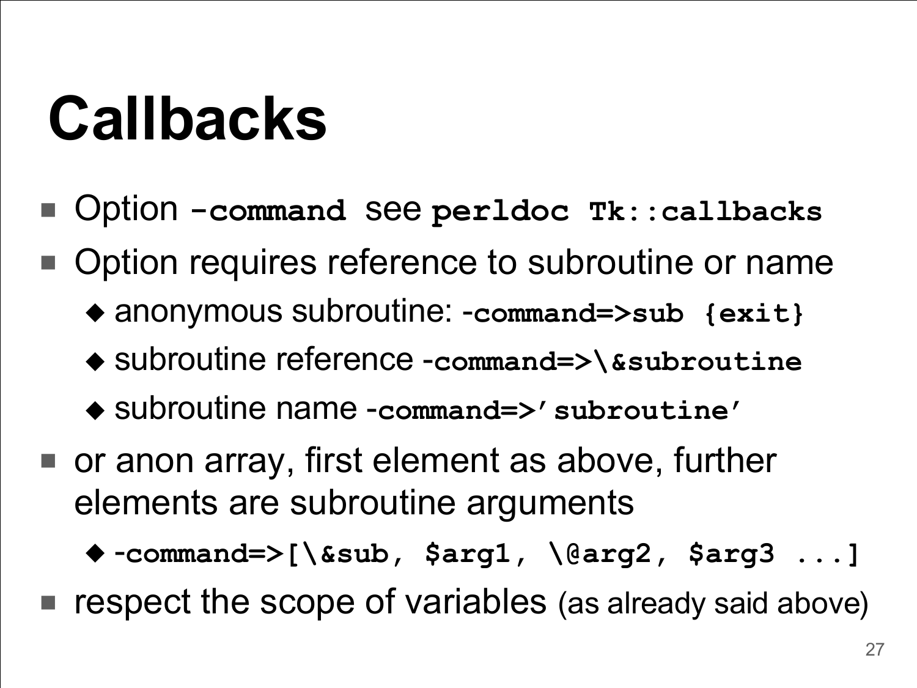# Callbacks

- Option `-command` see `perldoc Tk::callbacks`
- Option requires reference to subroutine or name
  - anonymous subroutine: `-command=>sub {exit}`
  - subroutine reference `-command=>\&subroutine`
  - subroutine name `-command=>'subroutine'`
- or anon array, first element as above, further elements are subroutine arguments
  - `-command=>[\&sub, $arg1, \@arg2, $arg3 ...]`
- respect the scope of variables (as already said above)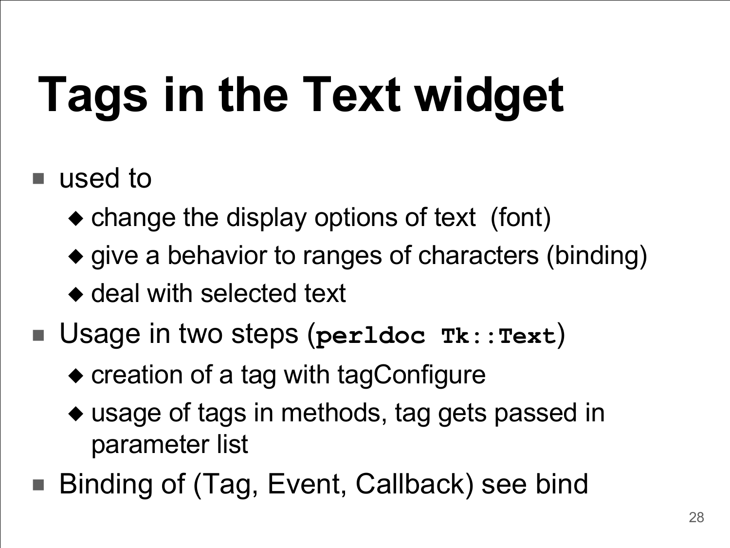# Tags in the Text widget

- used to
  - change the display options of text (font)
  - give a behavior to ranges of characters (binding)
  - deal with selected text
- Usage in two steps (`perldoc Tk::Text`)
  - creation of a tag with tagConfigure
  - usage of tags in methods, tag gets passed in parameter list
- Binding of (Tag, Event, Callback) see bind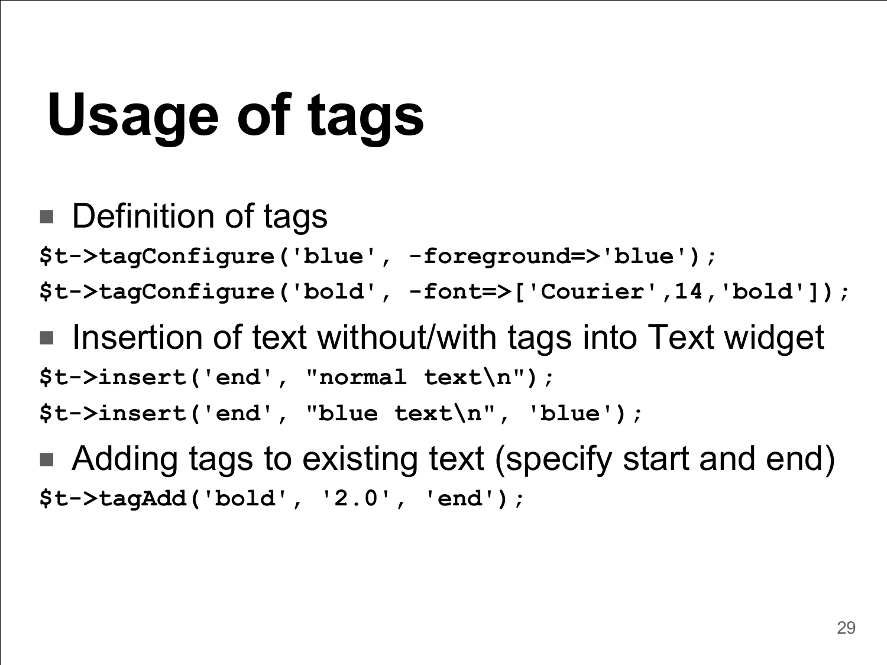# Usage of tags

- Definition of tags

```
$t->tagConfigure('blue', -foreground=>'blue');
$t->tagConfigure('bold', -font=>['Courier',14,'bold']);
```

- Insertion of text without/with tags into Text widget

```
$t->insert('end', "normal text\n");
$t->insert('end', "blue text\n", 'blue');
```

- Adding tags to existing text (specify start and end)

```
$t->tagAdd('bold', '2.0', 'end');
```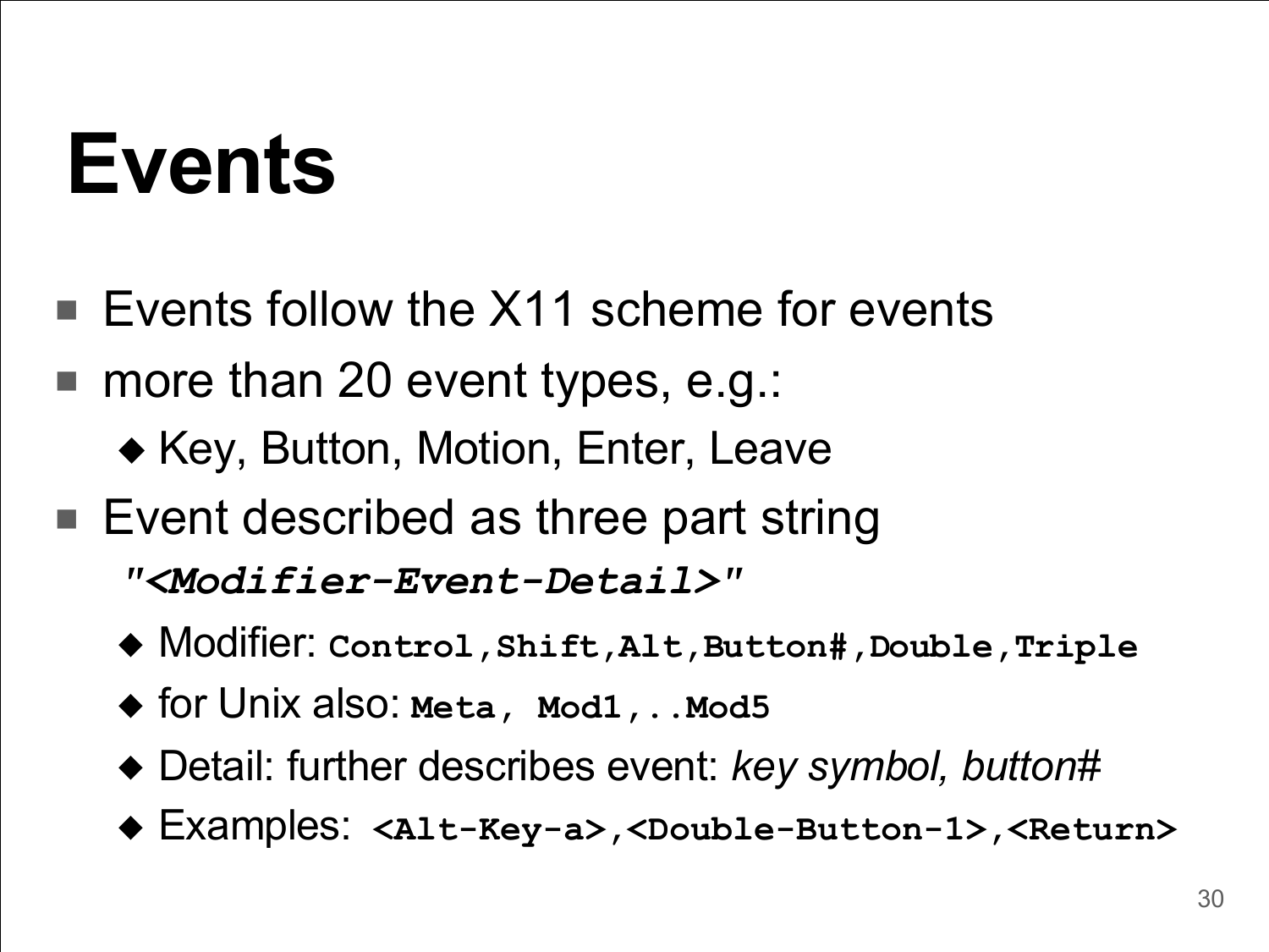# Events

- Events follow the X11 scheme for events
- more than 20 event types, e.g.:
  - Key, Button, Motion, Enter, Leave
- Event described as three part string

  ***`"<Modifier-Event-Detail>"`***

  - Modifier: **`Control,Shift,Alt,Button#,Double,Triple`**
  - for Unix also: **`Meta, Mod1,..Mod5`**
  - Detail: further describes event: *key symbol, button#*
  - Examples: **`<Alt-Key-a>,<Double-Button-1>,<Return>`**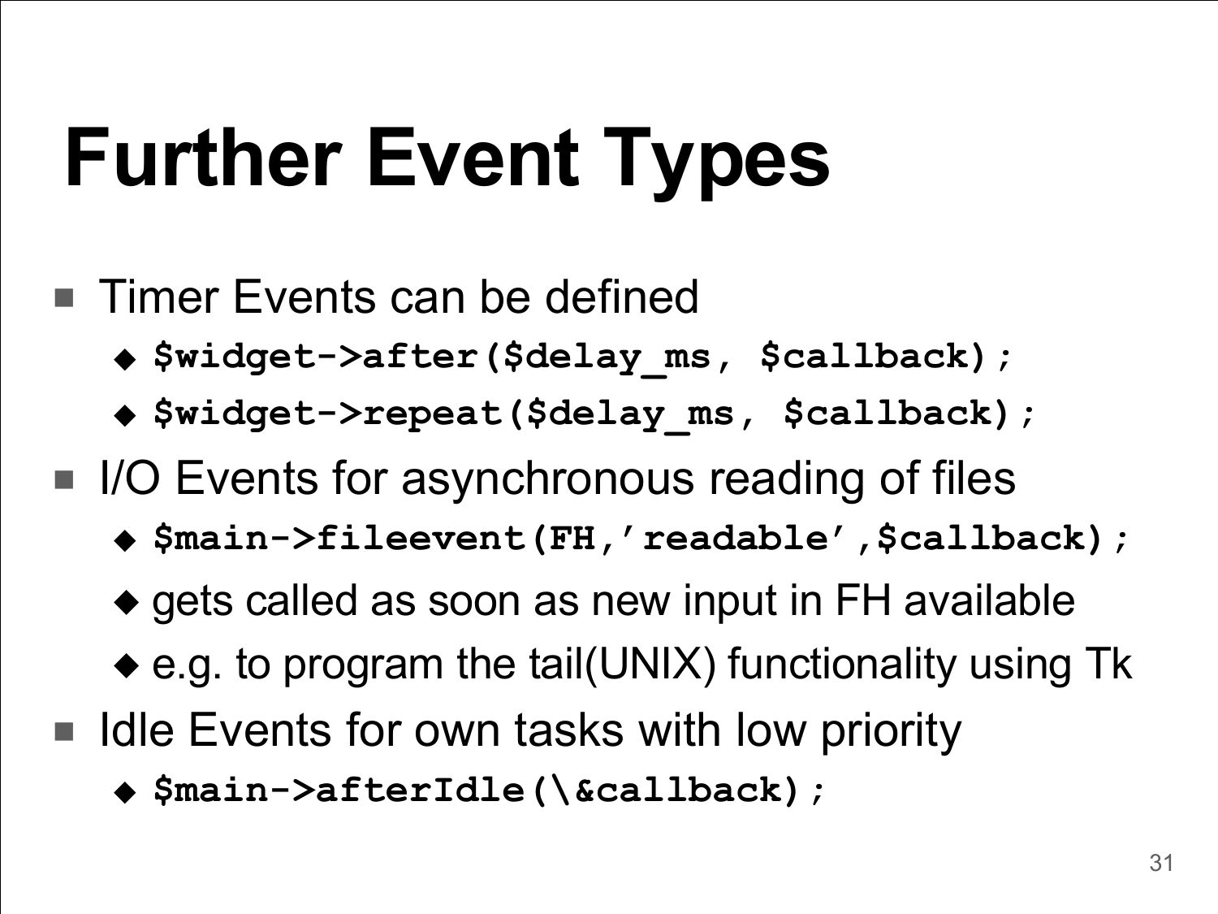# Further Event Types

- Timer Events can be defined
  - `$widget->after($delay_ms, $callback);`
  - `$widget->repeat($delay_ms, $callback);`
- I/O Events for asynchronous reading of files
  - `$main->fileevent(FH,'readable',$callback);`
  - gets called as soon as new input in FH available
  - e.g. to program the tail(UNIX) functionality using Tk
- Idle Events for own tasks with low priority
  - `$main->afterIdle(\&callback);`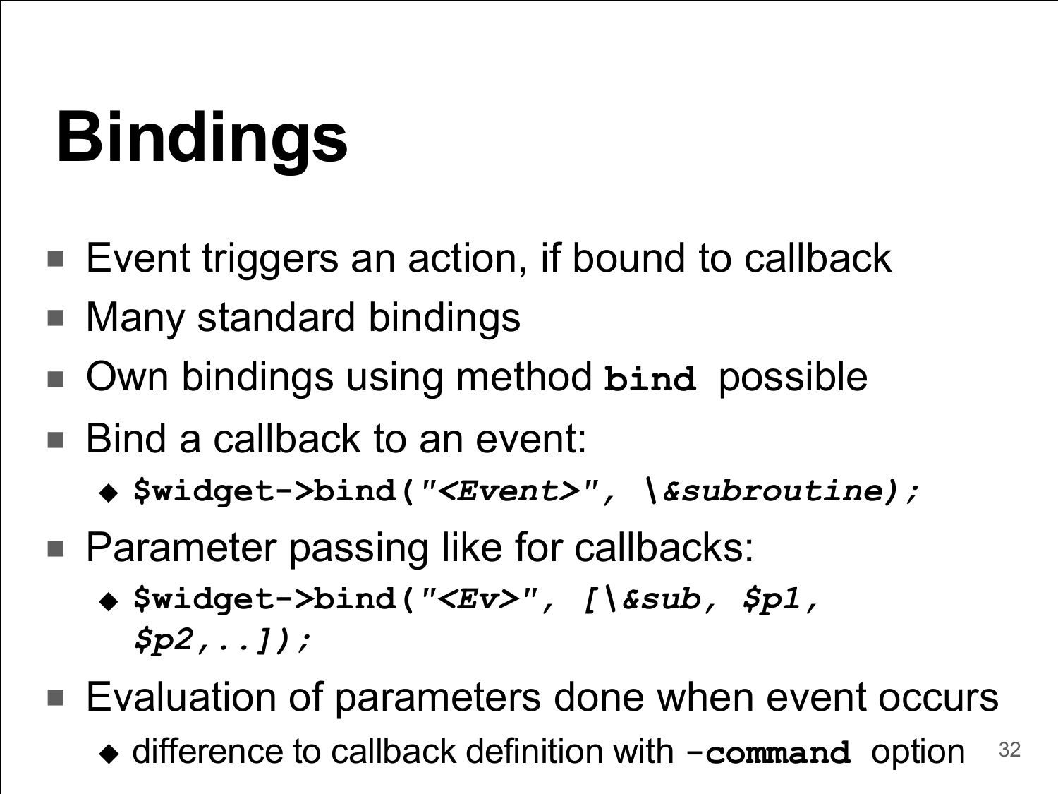# Bindings

- Event triggers an action, if bound to callback
- Many standard bindings
- Own bindings using method **`bind`** possible
- Bind a callback to an event:
  - **`$widget->bind("<Event>", \&subroutine);`**
- Parameter passing like for callbacks:
  - **`$widget->bind("<Ev>", [\&sub, $p1, $p2,..]);`**
- Evaluation of parameters done when event occurs
  - difference to callback definition with **`-command`** option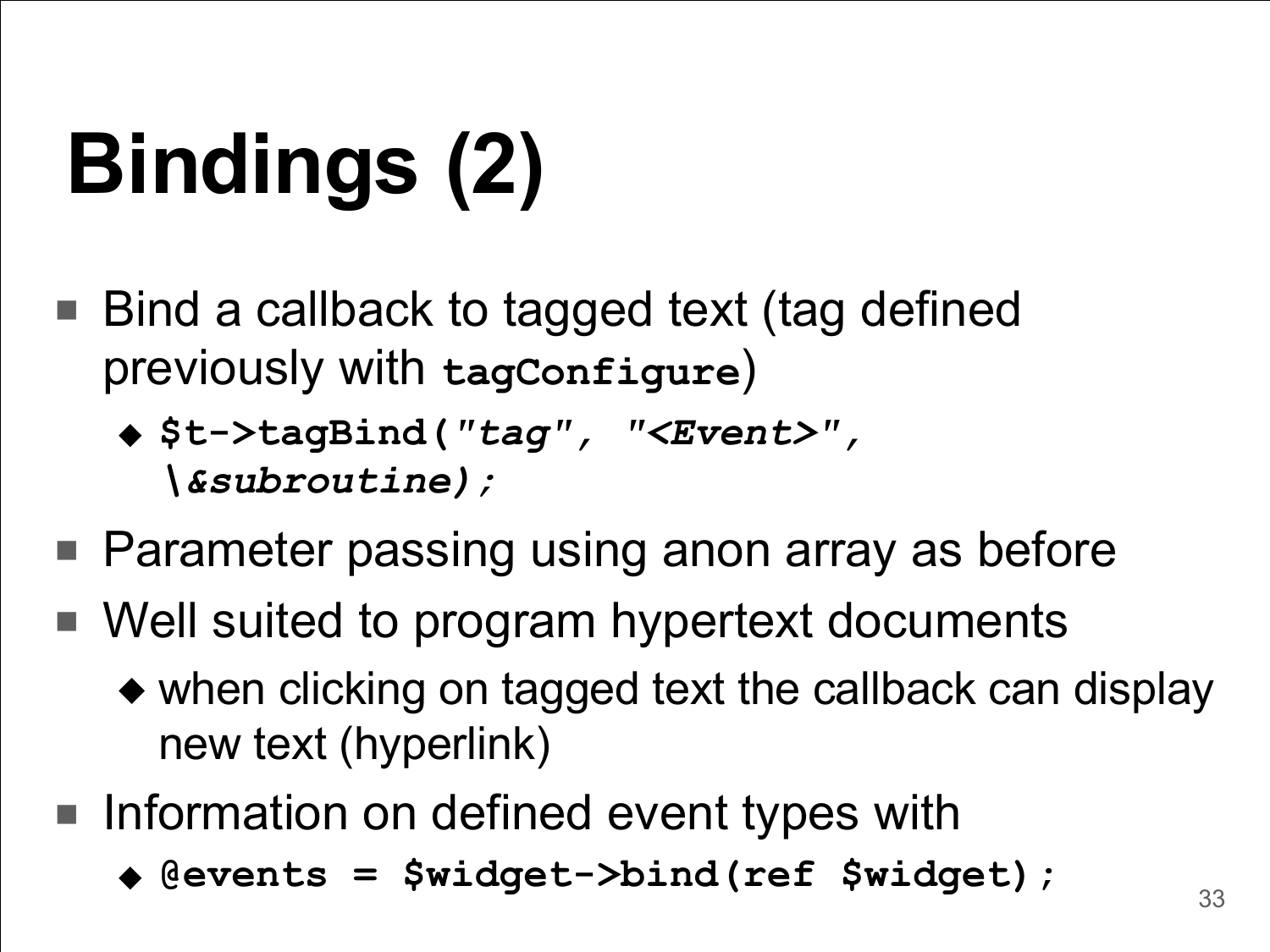# Bindings (2)

- Bind a callback to tagged text (tag defined previously with `tagConfigure`)
  - `$t->tagBind("tag", "<Event>", \&subroutine);`
- Parameter passing using anon array as before
- Well suited to program hypertext documents
  - when clicking on tagged text the callback can display new text (hyperlink)
- Information on defined event types with
  - `@events = $widget->bind(ref $widget);`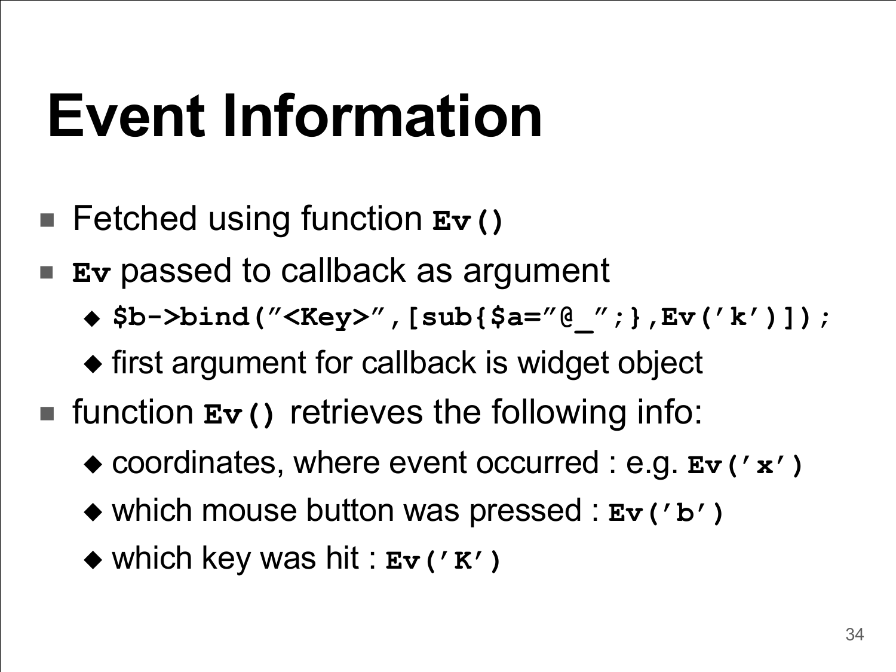# Event Information

- Fetched using function **`Ev()`**
- **`Ev`** passed to callback as argument
  - **`$b->bind("<Key>",[sub{$a="@_";},Ev('k')]);`**
  - first argument for callback is widget object
- function **`Ev()`** retrieves the following info:
  - coordinates, where event occurred : e.g. **`Ev('x')`**
  - which mouse button was pressed : **`Ev('b')`**
  - which key was hit : **`Ev('K')`**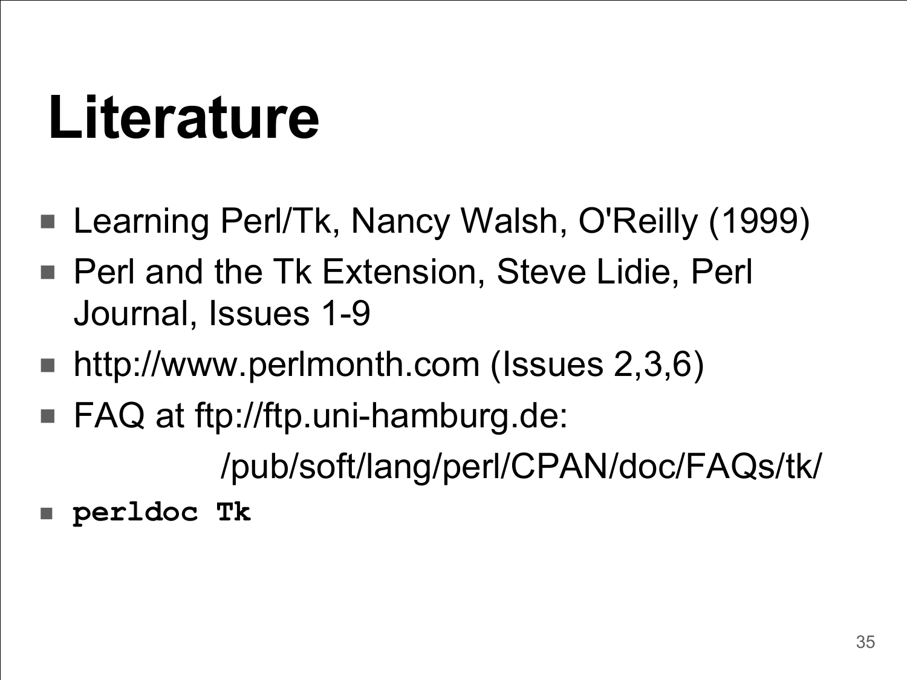# Literature

- Learning Perl/Tk, Nancy Walsh, O'Reilly (1999)
- Perl and the Tk Extension, Steve Lidie, Perl Journal, Issues 1-9
- http://www.perlmonth.com (Issues 2,3,6)
- FAQ at ftp://ftp.uni-hamburg.de:
  /pub/soft/lang/perl/CPAN/doc/FAQs/tk/
- **`perldoc Tk`**